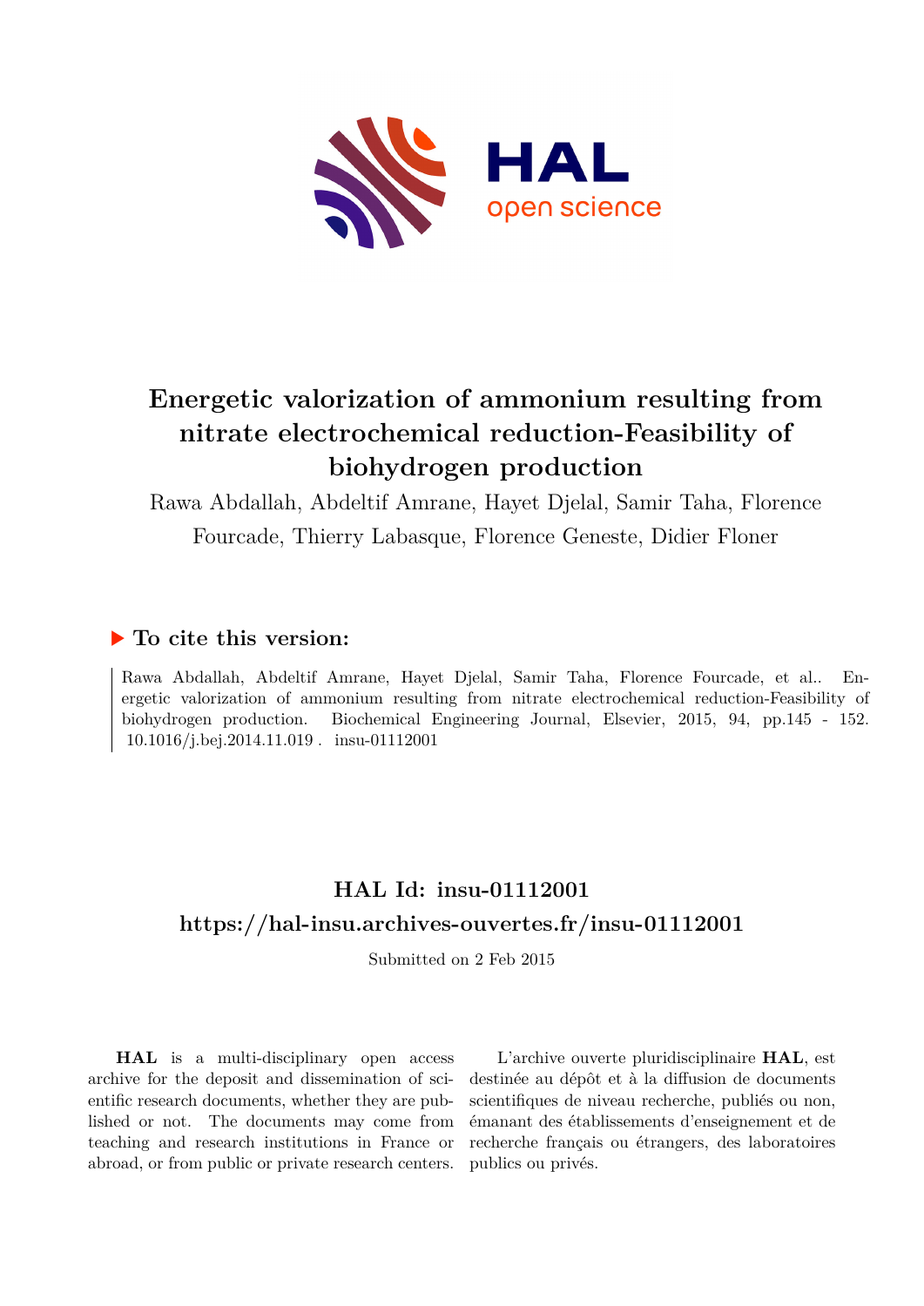# Energetic valorization of ammonium resulting from nitrate electrochemical reduction-Feasibility of biohydrogen production

Rawa Abdallah, Abdeltif Amrane, Hayet Djelal, Samir Taha, Florence Fourcade, Thierry Labasque, Florence Geneste, Didier Floner

## ▶ To cite this version:

Rawa Abdallah, Abdeltif Amrane, Hayet Djelal, Samir Taha, Florence Fourcade, et al.. Energetic valorization of ammonium resulting from nitrate electrochemical reduction-Feasibility of biohydrogen production. Biochemical Engineering Journal, Elsevier, 2015, 94, pp.145 - 152. 10.1016/j.bej.2014.11.019 . insu-01112001

## HAL Id: insu-01112001

## https://hal-insu.archives-ouvertes.fr/insu-01112001

Submitted on 2 Feb 2015

**HAL** is a multi-disciplinary open access archive for the deposit and dissemination of scientific research documents, whether they are published or not. The documents may come from teaching and research institutions in France or abroad, or from public or private research centers.

L'archive ouverte pluridisciplinaire **HAL**, est destinée au dépôt et à la diffusion de documents scientifiques de niveau recherche, publiés ou non, émanant des établissements d'enseignement et de recherche français ou étrangers, des laboratoires publics ou privés.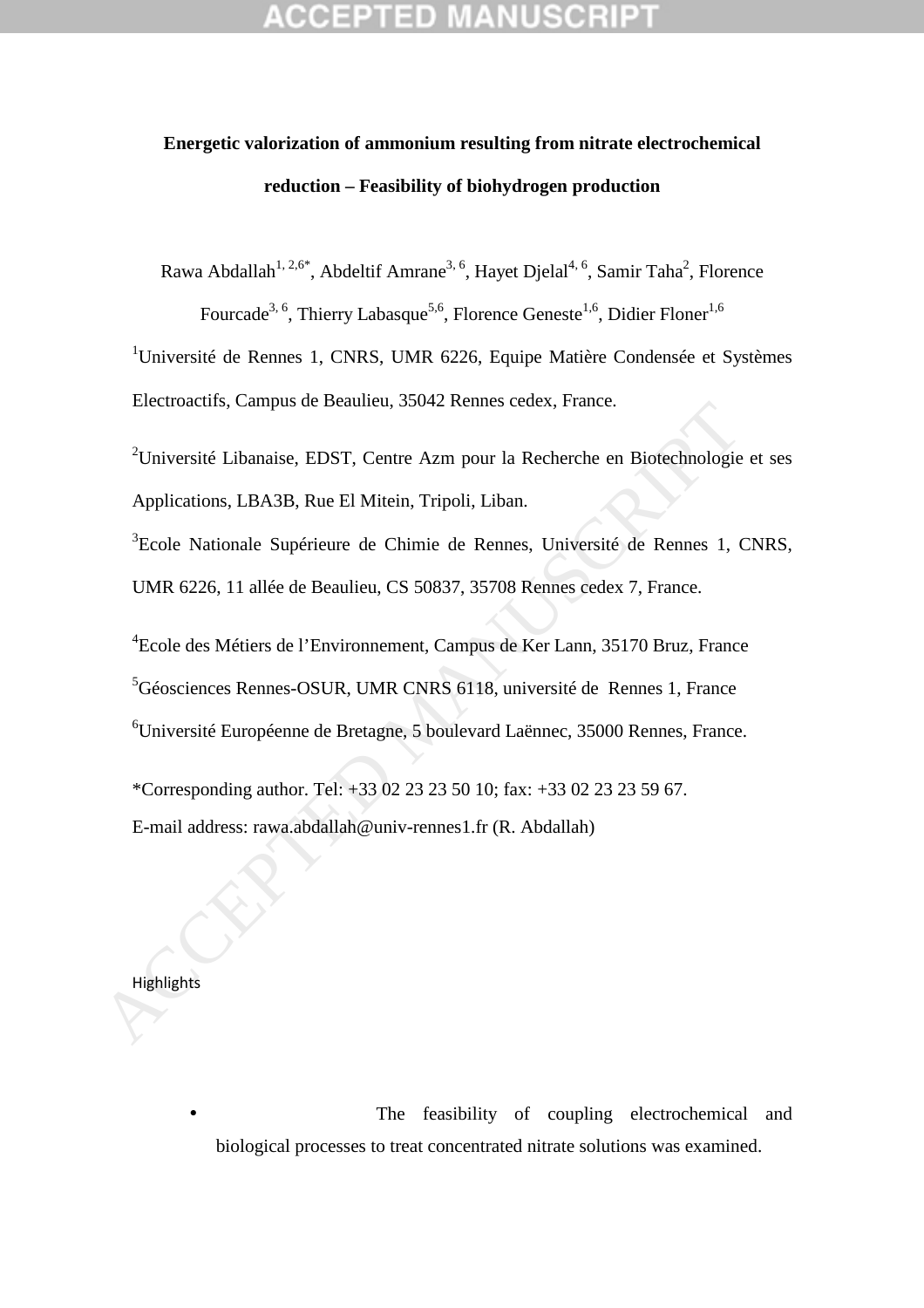# Energetic valorization of ammonium resulting from nitrate electrochemical reduction – Feasibility of biohydrogen production

Rawa Abdallah[1, 2,6*], Abdeltif Amrane[3, 6], Hayet Djelal[4, 6], Samir Taha[2], Florence Fourcade[3, 6], Thierry Labasque[5,6], Florence Geneste[1,6], Didier Floner[1,6]

[1]Université de Rennes 1, CNRS, UMR 6226, Equipe Matière Condensée et Systèmes Electroactifs, Campus de Beaulieu, 35042 Rennes cedex, France.

[2]Université Libanaise, EDST, Centre Azm pour la Recherche en Biotechnologie et ses Applications, LBA3B, Rue El Mitein, Tripoli, Liban.

[3]Ecole Nationale Supérieure de Chimie de Rennes, Université de Rennes 1, CNRS, UMR 6226, 11 allée de Beaulieu, CS 50837, 35708 Rennes cedex 7, France.

[4]Ecole des Métiers de l'Environnement, Campus de Ker Lann, 35170 Bruz, France

[5]Géosciences Rennes-OSUR, UMR CNRS 6118, université de Rennes 1, France

[6]Université Européenne de Bretagne, 5 boulevard Laënnec, 35000 Rennes, France.

*Corresponding author. Tel: +33 02 23 23 50 10; fax: +33 02 23 23 59 67.
E-mail address: rawa.abdallah@univ-rennes1.fr (R. Abdallah)

Highlights

- The feasibility of coupling electrochemical and biological processes to treat concentrated nitrate solutions was examined.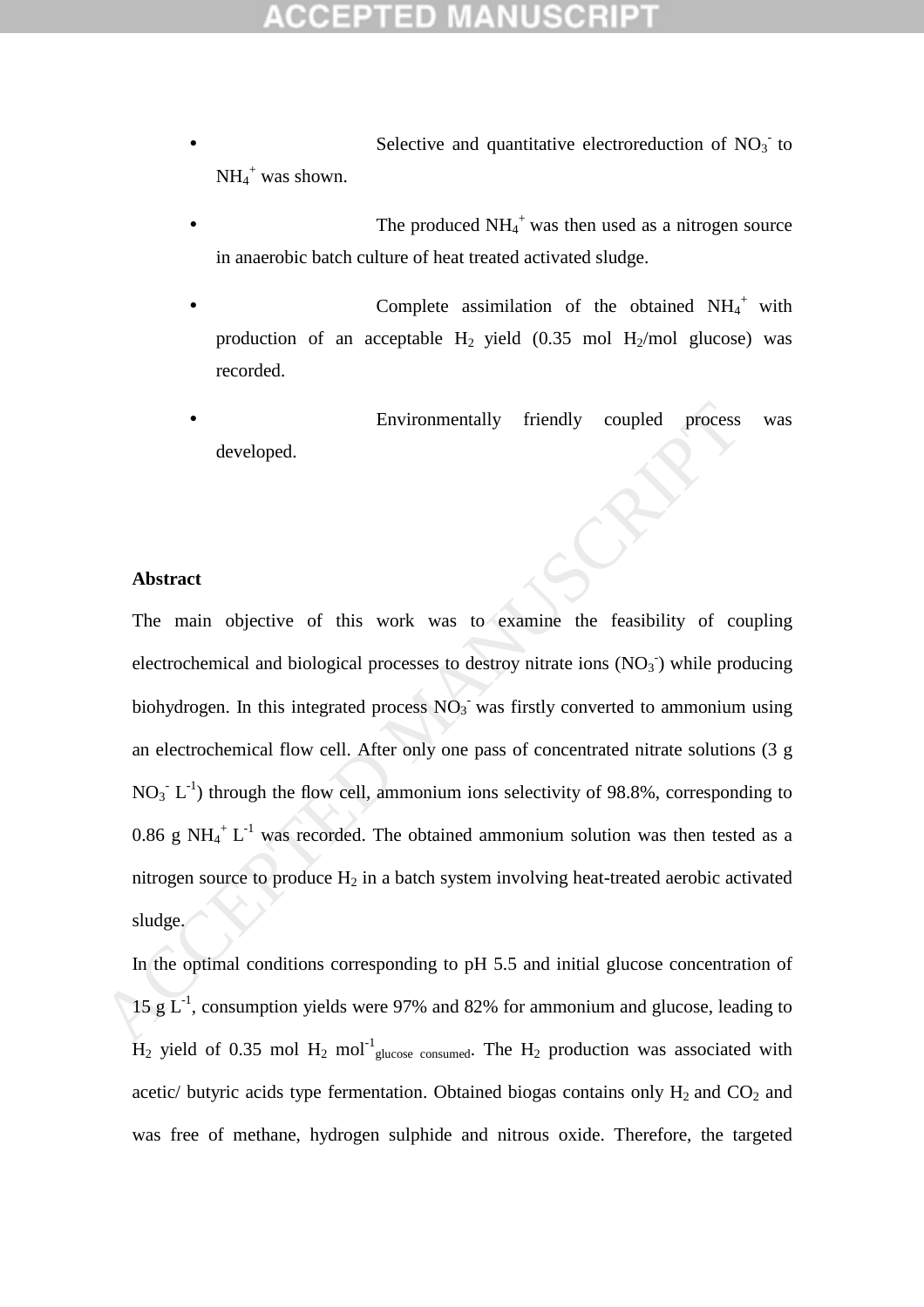- Selective and quantitative electroreduction of $NO_3^-$ to $NH_4^+$ was shown.
- The produced $NH_4^+$ was then used as a nitrogen source in anaerobic batch culture of heat treated activated sludge.
- Complete assimilation of the obtained $NH_4^+$ with production of an acceptable $H_2$ yield (0.35 mol $H_2$/mol glucose) was recorded.
- Environmentally friendly coupled process was developed.

**Abstract**

The main objective of this work was to examine the feasibility of coupling electrochemical and biological processes to destroy nitrate ions ($NO_3^-$) while producing biohydrogen. In this integrated process $NO_3^-$ was firstly converted to ammonium using an electrochemical flow cell. After only one pass of concentrated nitrate solutions (3 g $NO_3^-$ $L^{-1}$) through the flow cell, ammonium ions selectivity of 98.8%, corresponding to 0.86 g $NH_4^+$ $L^{-1}$ was recorded. The obtained ammonium solution was then tested as a nitrogen source to produce $H_2$ in a batch system involving heat-treated aerobic activated sludge.

In the optimal conditions corresponding to pH 5.5 and initial glucose concentration of 15 g $L^{-1}$, consumption yields were 97% and 82% for ammonium and glucose, leading to $H_2$ yield of 0.35 mol $H_2$ $mol^{-1}{}_{glucose\ consumed}$. The $H_2$ production was associated with acetic/ butyric acids type fermentation. Obtained biogas contains only $H_2$ and $CO_2$ and was free of methane, hydrogen sulphide and nitrous oxide. Therefore, the targeted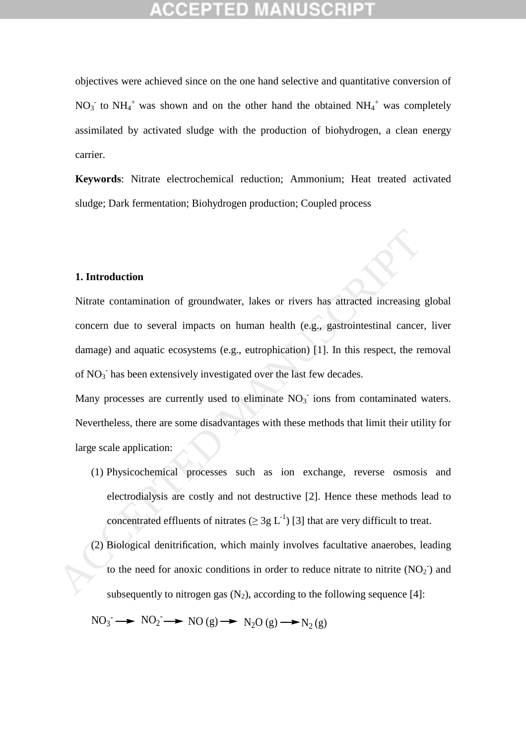objectives were achieved since on the one hand selective and quantitative conversion of $NO_3^-$ to $NH_4^+$ was shown and on the other hand the obtained $NH_4^+$ was completely assimilated by activated sludge with the production of biohydrogen, a clean energy carrier.

**Keywords**: Nitrate electrochemical reduction; Ammonium; Heat treated activated sludge; Dark fermentation; Biohydrogen production; Coupled process

## 1. Introduction

Nitrate contamination of groundwater, lakes or rivers has attracted increasing global concern due to several impacts on human health (e.g., gastrointestinal cancer, liver damage) and aquatic ecosystems (e.g., eutrophication) [1]. In this respect, the removal of $NO_3^-$ has been extensively investigated over the last few decades.

Many processes are currently used to eliminate $NO_3^-$ ions from contaminated waters. Nevertheless, there are some disadvantages with these methods that limit their utility for large scale application:

(1) Physicochemical processes such as ion exchange, reverse osmosis and electrodialysis are costly and not destructive [2]. Hence these methods lead to concentrated effluents of nitrates ($\geq$ 3g $L^{-1}$) [3] that are very difficult to treat.

(2) Biological denitrification, which mainly involves facultative anaerobes, leading to the need for anoxic conditions in order to reduce nitrate to nitrite ($NO_2^-$) and subsequently to nitrogen gas ($N_2$), according to the following sequence [4]:

$$NO_3^- \longrightarrow NO_2^- \longrightarrow NO\ (g) \longrightarrow N_2O\ (g) \longrightarrow N_2\ (g)$$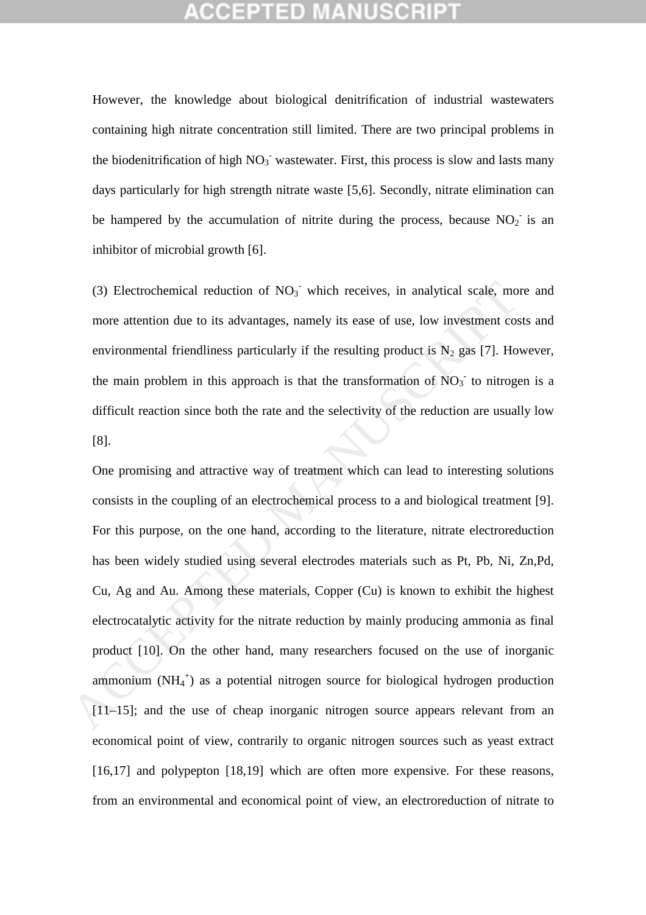However, the knowledge about biological denitrification of industrial wastewaters containing high nitrate concentration still limited. There are two principal problems in the biodenitrification of high $NO_3^-$ wastewater. First, this process is slow and lasts many days particularly for high strength nitrate waste [5,6]. Secondly, nitrate elimination can be hampered by the accumulation of nitrite during the process, because $NO_2^-$ is an inhibitor of microbial growth [6].

(3) Electrochemical reduction of $NO_3^-$ which receives, in analytical scale, more and more attention due to its advantages, namely its ease of use, low investment costs and environmental friendliness particularly if the resulting product is $N_2$ gas [7]. However, the main problem in this approach is that the transformation of $NO_3^-$ to nitrogen is a difficult reaction since both the rate and the selectivity of the reduction are usually low [8].

One promising and attractive way of treatment which can lead to interesting solutions consists in the coupling of an electrochemical process to a and biological treatment [9]. For this purpose, on the one hand, according to the literature, nitrate electroreduction has been widely studied using several electrodes materials such as Pt, Pb, Ni, Zn,Pd, Cu, Ag and Au. Among these materials, Copper (Cu) is known to exhibit the highest electrocatalytic activity for the nitrate reduction by mainly producing ammonia as final product [10]. On the other hand, many researchers focused on the use of inorganic ammonium ($NH_4^+$) as a potential nitrogen source for biological hydrogen production [11–15]; and the use of cheap inorganic nitrogen source appears relevant from an economical point of view, contrarily to organic nitrogen sources such as yeast extract [16,17] and polypepton [18,19] which are often more expensive. For these reasons, from an environmental and economical point of view, an electroreduction of nitrate to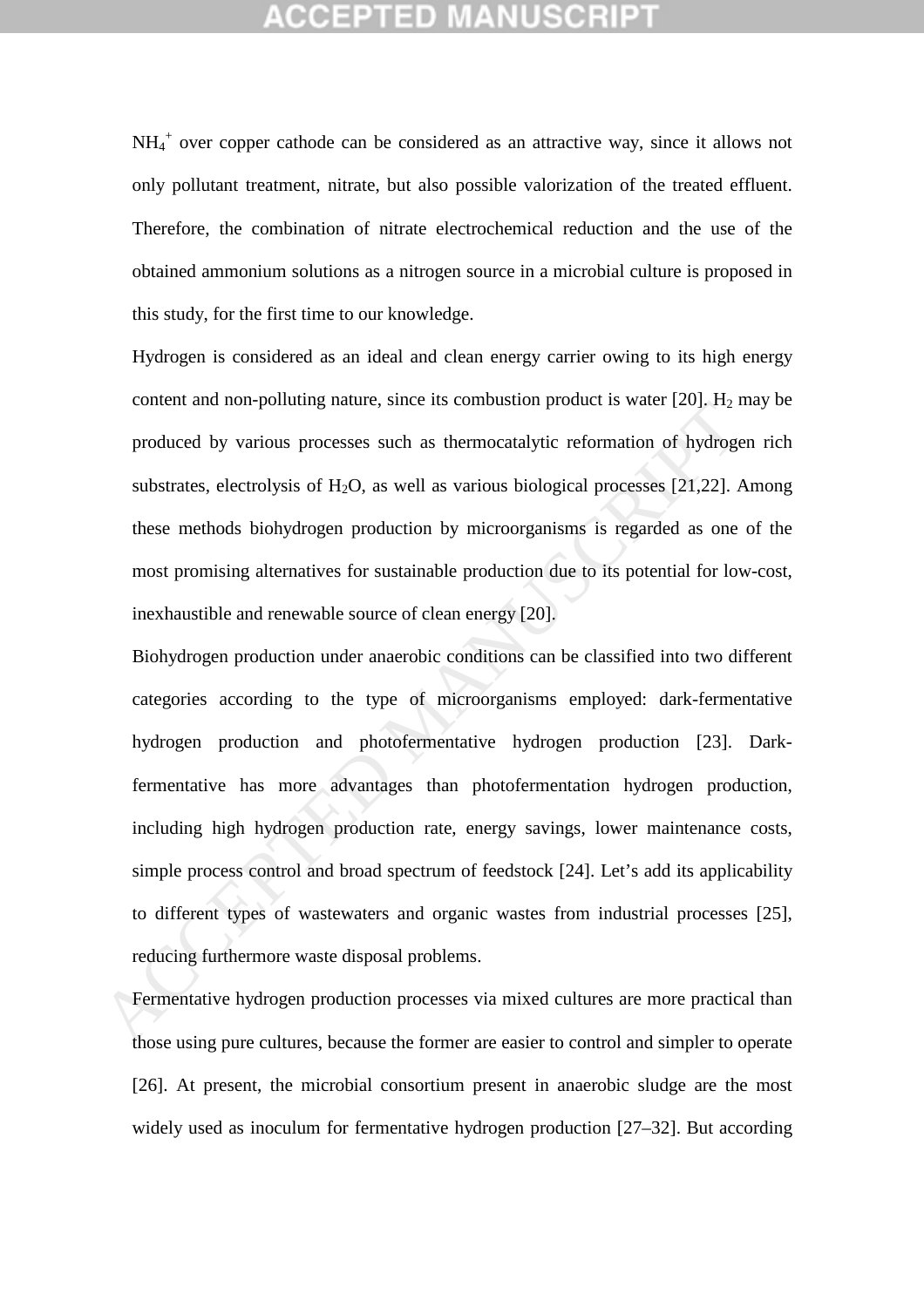$NH_4^+$ over copper cathode can be considered as an attractive way, since it allows not only pollutant treatment, nitrate, but also possible valorization of the treated effluent. Therefore, the combination of nitrate electrochemical reduction and the use of the obtained ammonium solutions as a nitrogen source in a microbial culture is proposed in this study, for the first time to our knowledge.

Hydrogen is considered as an ideal and clean energy carrier owing to its high energy content and non-polluting nature, since its combustion product is water [20]. $H_2$ may be produced by various processes such as thermocatalytic reformation of hydrogen rich substrates, electrolysis of $H_2O$, as well as various biological processes [21,22]. Among these methods biohydrogen production by microorganisms is regarded as one of the most promising alternatives for sustainable production due to its potential for low-cost, inexhaustible and renewable source of clean energy [20].

Biohydrogen production under anaerobic conditions can be classified into two different categories according to the type of microorganisms employed: dark-fermentative hydrogen production and photofermentative hydrogen production [23]. Dark-fermentative has more advantages than photofermentation hydrogen production, including high hydrogen production rate, energy savings, lower maintenance costs, simple process control and broad spectrum of feedstock [24]. Let's add its applicability to different types of wastewaters and organic wastes from industrial processes [25], reducing furthermore waste disposal problems.

Fermentative hydrogen production processes via mixed cultures are more practical than those using pure cultures, because the former are easier to control and simpler to operate [26]. At present, the microbial consortium present in anaerobic sludge are the most widely used as inoculum for fermentative hydrogen production [27–32]. But according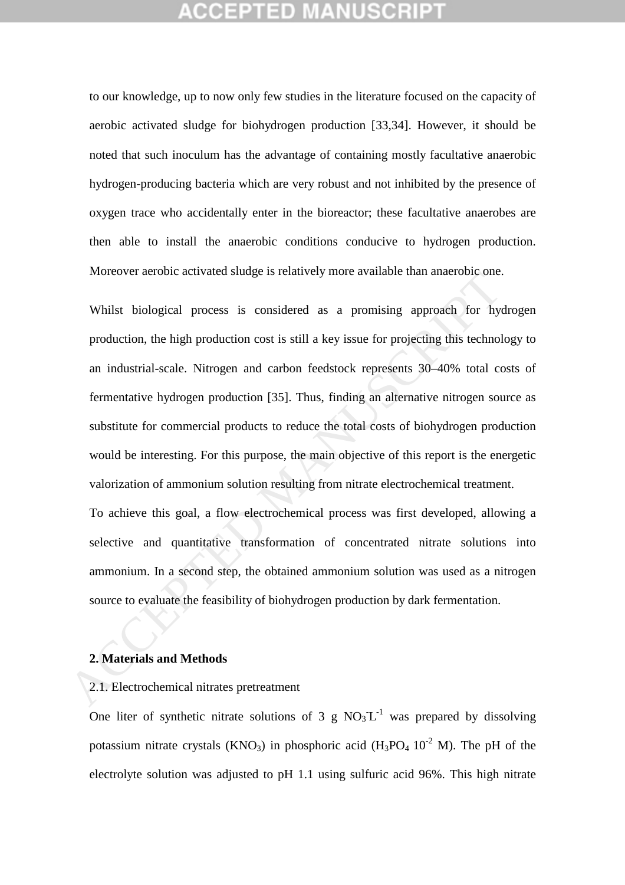to our knowledge, up to now only few studies in the literature focused on the capacity of aerobic activated sludge for biohydrogen production [33,34]. However, it should be noted that such inoculum has the advantage of containing mostly facultative anaerobic hydrogen-producing bacteria which are very robust and not inhibited by the presence of oxygen trace who accidentally enter in the bioreactor; these facultative anaerobes are then able to install the anaerobic conditions conducive to hydrogen production. Moreover aerobic activated sludge is relatively more available than anaerobic one.

Whilst biological process is considered as a promising approach for hydrogen production, the high production cost is still a key issue for projecting this technology to an industrial-scale. Nitrogen and carbon feedstock represents 30–40% total costs of fermentative hydrogen production [35]. Thus, finding an alternative nitrogen source as substitute for commercial products to reduce the total costs of biohydrogen production would be interesting. For this purpose, the main objective of this report is the energetic valorization of ammonium solution resulting from nitrate electrochemical treatment.

To achieve this goal, a flow electrochemical process was first developed, allowing a selective and quantitative transformation of concentrated nitrate solutions into ammonium. In a second step, the obtained ammonium solution was used as a nitrogen source to evaluate the feasibility of biohydrogen production by dark fermentation.

## 2. Materials and Methods

2.1. Electrochemical nitrates pretreatment

One liter of synthetic nitrate solutions of 3 g $NO_3^{-}L^{-1}$ was prepared by dissolving potassium nitrate crystals ($KNO_3$) in phosphoric acid ($H_3PO_4$ $10^{-2}$ M). The pH of the electrolyte solution was adjusted to pH 1.1 using sulfuric acid 96%. This high nitrate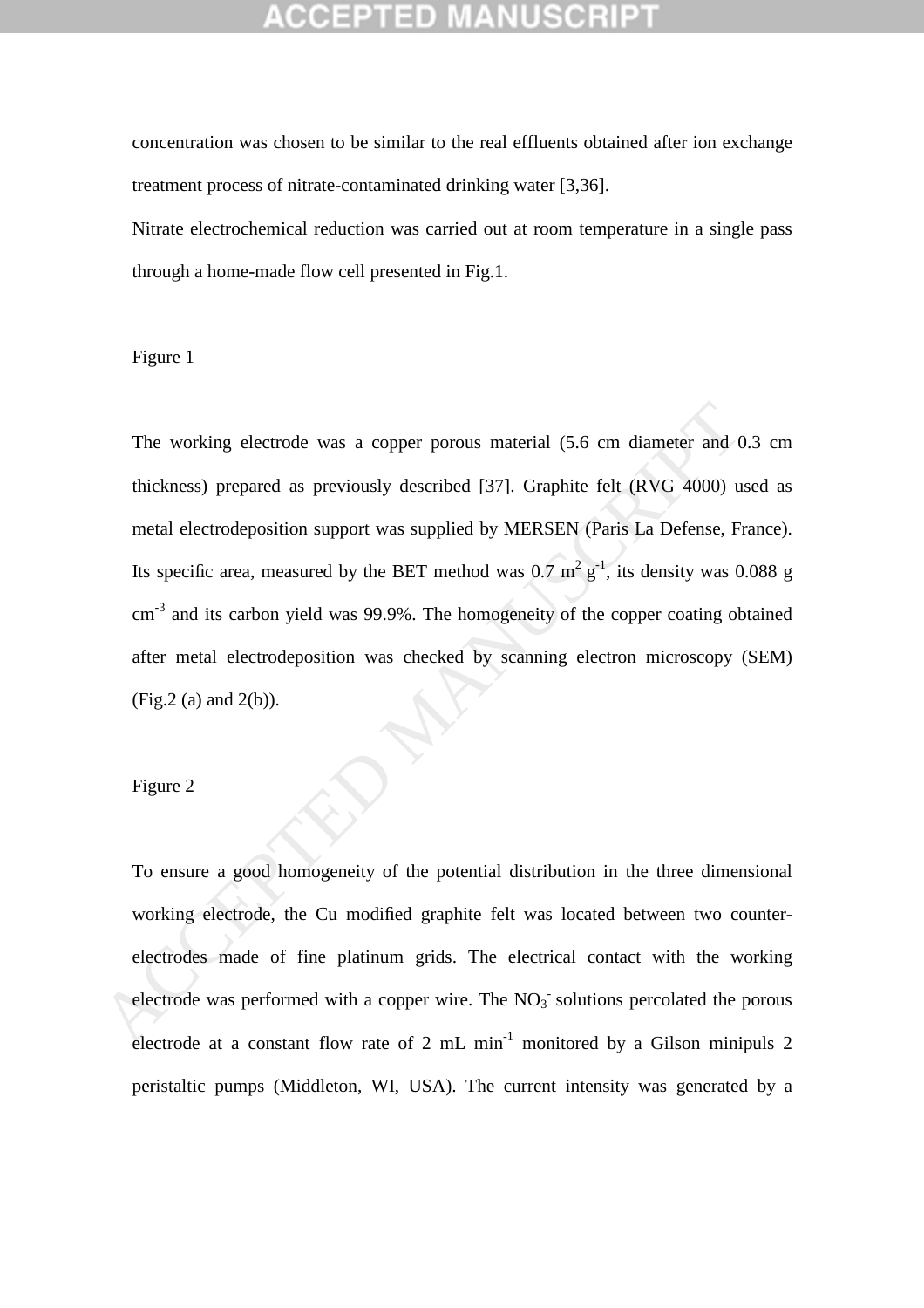concentration was chosen to be similar to the real effluents obtained after ion exchange treatment process of nitrate-contaminated drinking water [3,36].

Nitrate electrochemical reduction was carried out at room temperature in a single pass through a home-made flow cell presented in Fig.1.

Figure 1

The working electrode was a copper porous material (5.6 cm diameter and 0.3 cm thickness) prepared as previously described [37]. Graphite felt (RVG 4000) used as metal electrodeposition support was supplied by MERSEN (Paris La Defense, France). Its specific area, measured by the BET method was 0.7 $m^2$ $g^{-1}$, its density was 0.088 g $cm^{-3}$ and its carbon yield was 99.9%. The homogeneity of the copper coating obtained after metal electrodeposition was checked by scanning electron microscopy (SEM) (Fig.2 (a) and 2(b)).

Figure 2

To ensure a good homogeneity of the potential distribution in the three dimensional working electrode, the Cu modified graphite felt was located between two counter-electrodes made of fine platinum grids. The electrical contact with the working electrode was performed with a copper wire. The $NO_3^-$ solutions percolated the porous electrode at a constant flow rate of 2 mL $min^{-1}$ monitored by a Gilson minipuls 2 peristaltic pumps (Middleton, WI, USA). The current intensity was generated by a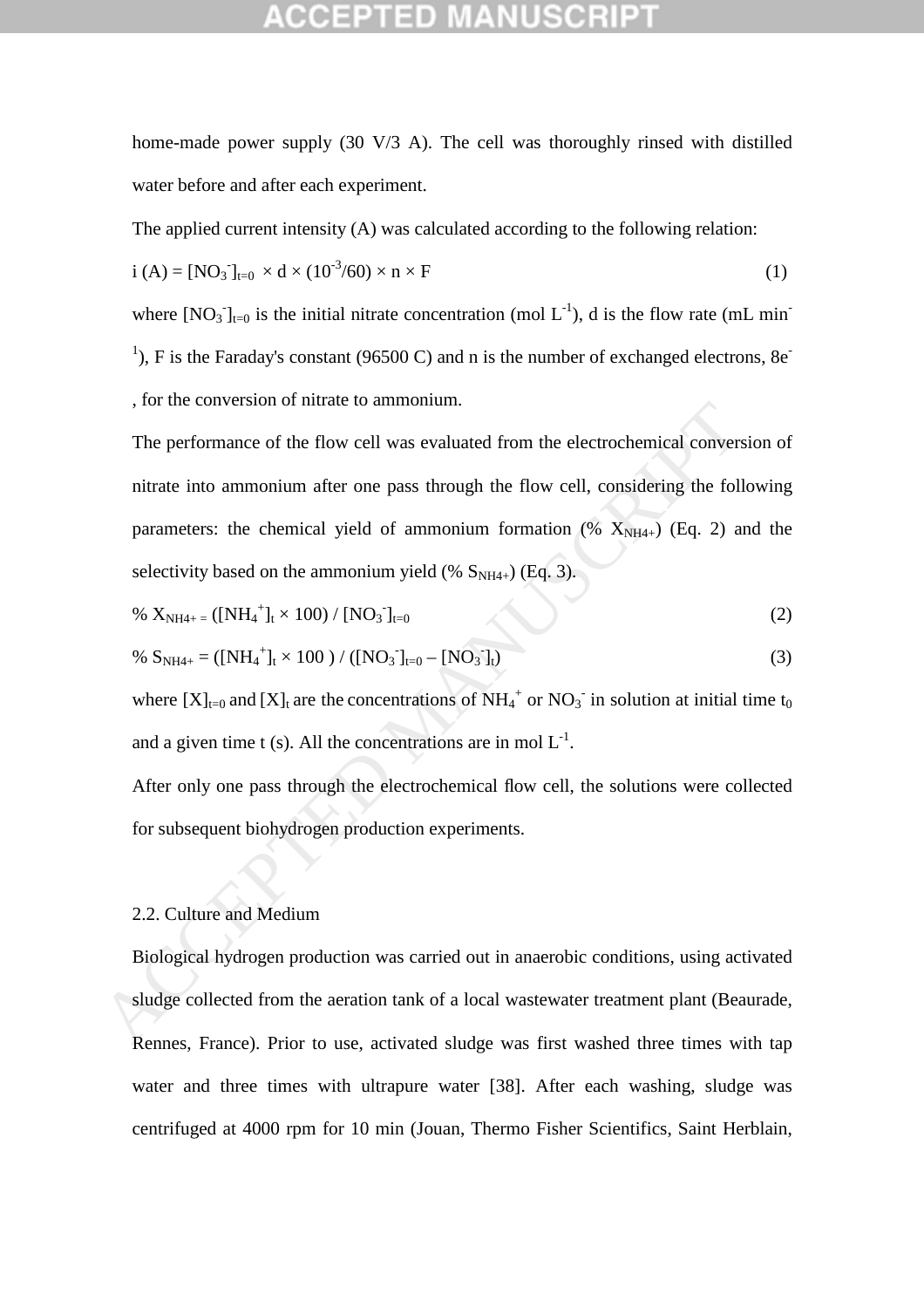home-made power supply (30 V/3 A). The cell was thoroughly rinsed with distilled water before and after each experiment.

The applied current intensity (A) was calculated according to the following relation:

$$i\ (A) = [NO_3^-]_{t=0} \times d \times (10^{-3}/60) \times n \times F \qquad (1)$$

where $[NO_3^-]_{t=0}$ is the initial nitrate concentration (mol $L^{-1}$), d is the flow rate (mL $min^{-1}$), F is the Faraday's constant (96500 C) and n is the number of exchanged electrons, $8e^-$, for the conversion of nitrate to ammonium.

The performance of the flow cell was evaluated from the electrochemical conversion of nitrate into ammonium after one pass through the flow cell, considering the following parameters: the chemical yield of ammonium formation (% $X_{NH4+}$) (Eq. 2) and the selectivity based on the ammonium yield (% $S_{NH4+}$) (Eq. 3).

$$\%\ X_{NH4+} = ([NH_4^+]_t \times 100) / [NO_3^-]_{t=0} \qquad (2)$$

$$\%\ S_{NH4+} = ([NH_4^+]_t \times 100) / ([NO_3^-]_{t=0} - [NO_3^-]_t) \qquad (3)$$

where $[X]_{t=0}$ and $[X]_t$ are the concentrations of $NH_4^+$ or $NO_3^-$ in solution at initial time $t_0$ and a given time t (s). All the concentrations are in mol $L^{-1}$.

After only one pass through the electrochemical flow cell, the solutions were collected for subsequent biohydrogen production experiments.

## 2.2. Culture and Medium

Biological hydrogen production was carried out in anaerobic conditions, using activated sludge collected from the aeration tank of a local wastewater treatment plant (Beaurade, Rennes, France). Prior to use, activated sludge was first washed three times with tap water and three times with ultrapure water [38]. After each washing, sludge was centrifuged at 4000 rpm for 10 min (Jouan, Thermo Fisher Scientifics, Saint Herblain,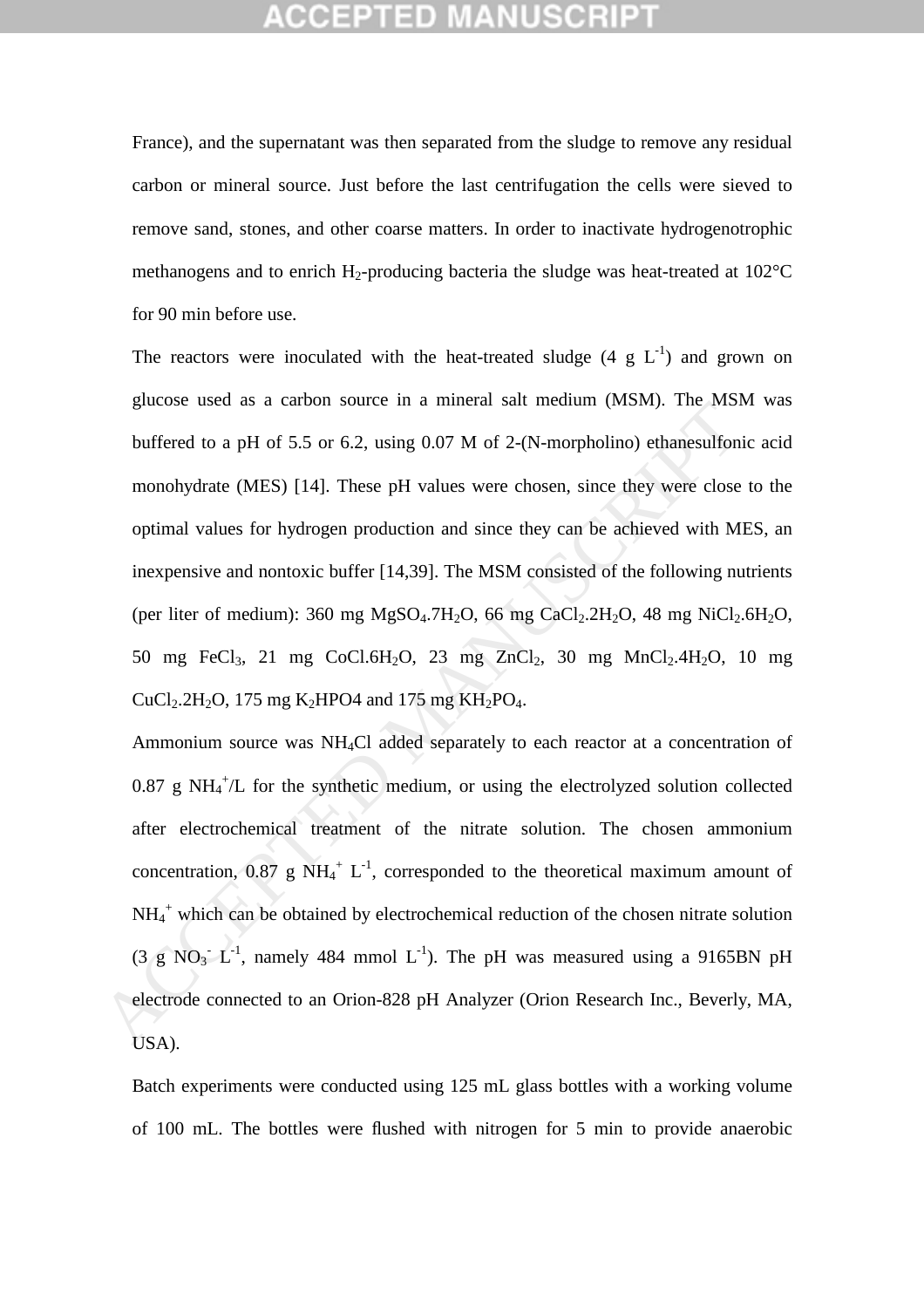France), and the supernatant was then separated from the sludge to remove any residual carbon or mineral source. Just before the last centrifugation the cells were sieved to remove sand, stones, and other coarse matters. In order to inactivate hydrogenotrophic methanogens and to enrich $H_2$-producing bacteria the sludge was heat-treated at 102°C for 90 min before use.

The reactors were inoculated with the heat-treated sludge (4 g $L^{-1}$) and grown on glucose used as a carbon source in a mineral salt medium (MSM). The MSM was buffered to a pH of 5.5 or 6.2, using 0.07 M of 2-(N-morpholino) ethanesulfonic acid monohydrate (MES) [14]. These pH values were chosen, since they were close to the optimal values for hydrogen production and since they can be achieved with MES, an inexpensive and nontoxic buffer [14,39]. The MSM consisted of the following nutrients (per liter of medium): 360 mg $MgSO_4.7H_2O$, 66 mg $CaCl_2.2H_2O$, 48 mg $NiCl_2.6H_2O$, 50 mg $FeCl_3$, 21 mg $CoCl.6H_2O$, 23 mg $ZnCl_2$, 30 mg $MnCl_2.4H_2O$, 10 mg $CuCl_2.2H_2O$, 175 mg $K_2HPO4$ and 175 mg $KH_2PO_4$.

Ammonium source was $NH_4Cl$ added separately to each reactor at a concentration of 0.87 g $NH_4^+$/L for the synthetic medium, or using the electrolyzed solution collected after electrochemical treatment of the nitrate solution. The chosen ammonium concentration, 0.87 g $NH_4^+$ $L^{-1}$, corresponded to the theoretical maximum amount of $NH_4^+$ which can be obtained by electrochemical reduction of the chosen nitrate solution (3 g $NO_3^-$ $L^{-1}$, namely 484 mmol $L^{-1}$). The pH was measured using a 9165BN pH electrode connected to an Orion-828 pH Analyzer (Orion Research Inc., Beverly, MA, USA).

Batch experiments were conducted using 125 mL glass bottles with a working volume of 100 mL. The bottles were flushed with nitrogen for 5 min to provide anaerobic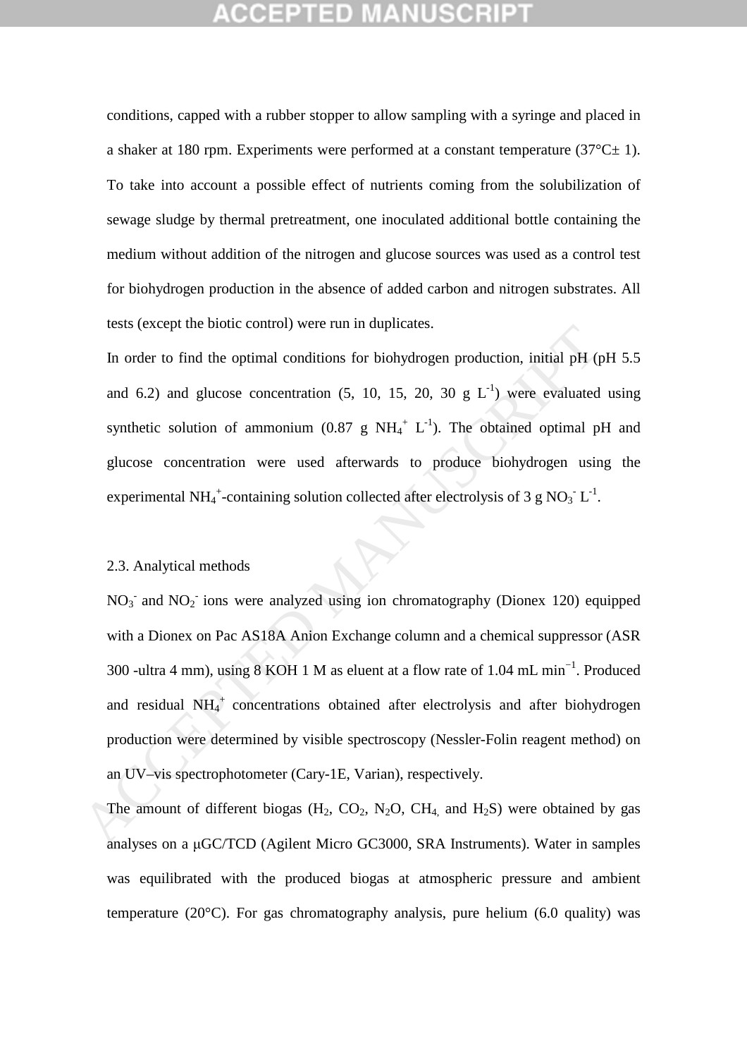conditions, capped with a rubber stopper to allow sampling with a syringe and placed in a shaker at 180 rpm. Experiments were performed at a constant temperature (37°C± 1). To take into account a possible effect of nutrients coming from the solubilization of sewage sludge by thermal pretreatment, one inoculated additional bottle containing the medium without addition of the nitrogen and glucose sources was used as a control test for biohydrogen production in the absence of added carbon and nitrogen substrates. All tests (except the biotic control) were run in duplicates.

In order to find the optimal conditions for biohydrogen production, initial pH (pH 5.5 and 6.2) and glucose concentration (5, 10, 15, 20, 30 g $L^{-1}$) were evaluated using synthetic solution of ammonium (0.87 g $NH_4^+$ $L^{-1}$). The obtained optimal pH and glucose concentration were used afterwards to produce biohydrogen using the experimental $NH_4^+$-containing solution collected after electrolysis of 3 g $NO_3^-$ $L^{-1}$.

2.3. Analytical methods

$NO_3^-$ and $NO_2^-$ ions were analyzed using ion chromatography (Dionex 120) equipped with a Dionex on Pac AS18A Anion Exchange column and a chemical suppressor (ASR 300 -ultra 4 mm), using 8 KOH 1 M as eluent at a flow rate of 1.04 mL $min^{-1}$. Produced and residual $NH_4^+$ concentrations obtained after electrolysis and after biohydrogen production were determined by visible spectroscopy (Nessler-Folin reagent method) on an UV–vis spectrophotometer (Cary-1E, Varian), respectively.

The amount of different biogas ($H_2$, $CO_2$, $N_2O$, $CH_4$ and $H_2S$) were obtained by gas analyses on a μGC/TCD (Agilent Micro GC3000, SRA Instruments). Water in samples was equilibrated with the produced biogas at atmospheric pressure and ambient temperature (20°C). For gas chromatography analysis, pure helium (6.0 quality) was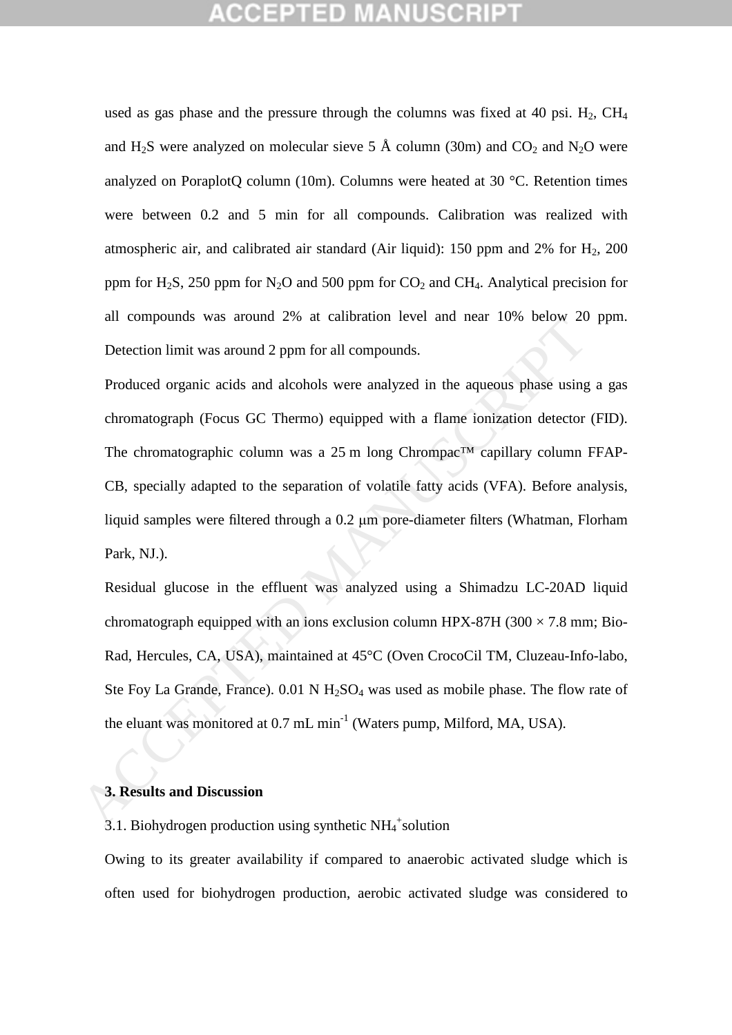used as gas phase and the pressure through the columns was fixed at 40 psi. $H_2$, $CH_4$ and $H_2S$ were analyzed on molecular sieve 5 Å column (30m) and $CO_2$ and $N_2O$ were analyzed on PoraplotQ column (10m). Columns were heated at 30 °C. Retention times were between 0.2 and 5 min for all compounds. Calibration was realized with atmospheric air, and calibrated air standard (Air liquid): 150 ppm and 2% for $H_2$, 200 ppm for $H_2S$, 250 ppm for $N_2O$ and 500 ppm for $CO_2$ and $CH_4$. Analytical precision for all compounds was around 2% at calibration level and near 10% below 20 ppm. Detection limit was around 2 ppm for all compounds.

Produced organic acids and alcohols were analyzed in the aqueous phase using a gas chromatograph (Focus GC Thermo) equipped with a flame ionization detector (FID). The chromatographic column was a 25 m long Chrompac™ capillary column FFAP-CB, specially adapted to the separation of volatile fatty acids (VFA). Before analysis, liquid samples were filtered through a 0.2 μm pore-diameter filters (Whatman, Florham Park, NJ.).

Residual glucose in the effluent was analyzed using a Shimadzu LC-20AD liquid chromatograph equipped with an ions exclusion column HPX-87H (300 × 7.8 mm; Bio-Rad, Hercules, CA, USA), maintained at 45°C (Oven CrocoCil TM, Cluzeau-Info-labo, Ste Foy La Grande, France). 0.01 N $H_2SO_4$ was used as mobile phase. The flow rate of the eluant was monitored at 0.7 mL $min^{-1}$ (Waters pump, Milford, MA, USA).

## 3. Results and Discussion

### 3.1. Biohydrogen production using synthetic $NH_4^+$ solution

Owing to its greater availability if compared to anaerobic activated sludge which is often used for biohydrogen production, aerobic activated sludge was considered to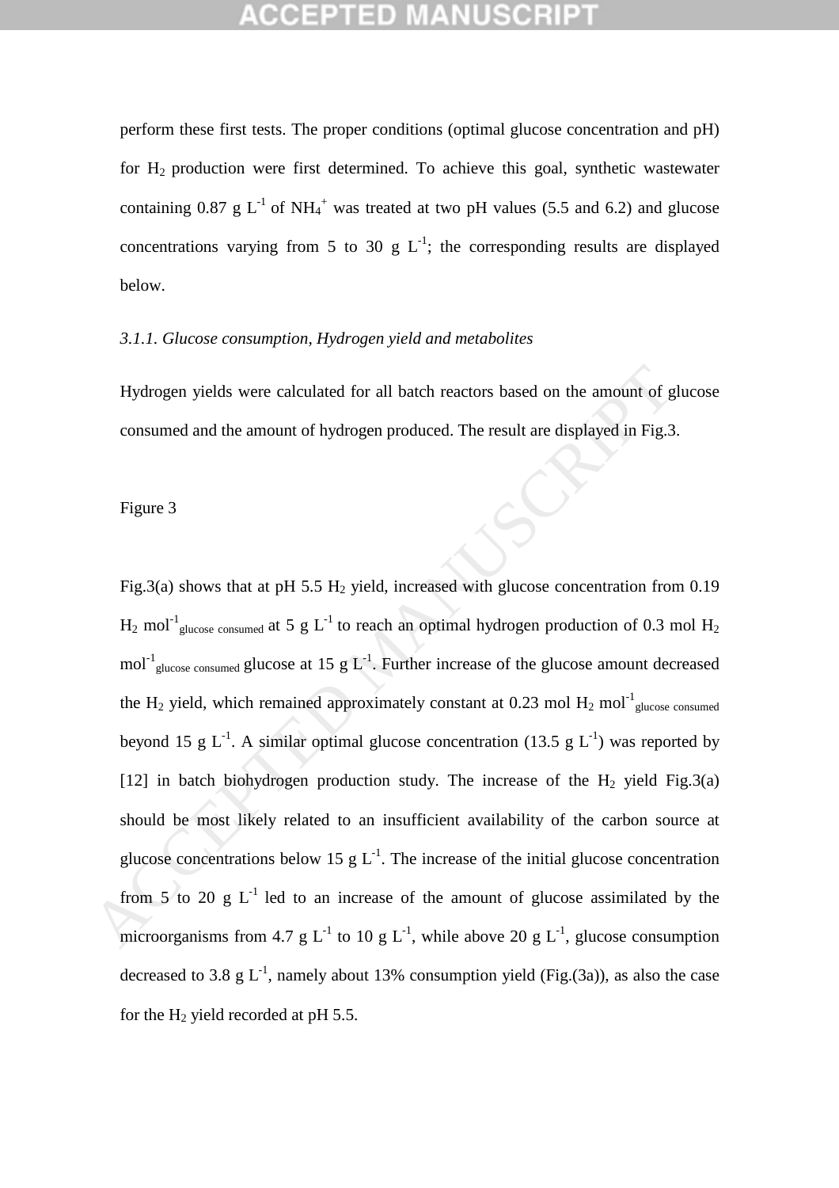perform these first tests. The proper conditions (optimal glucose concentration and pH) for $H_2$ production were first determined. To achieve this goal, synthetic wastewater containing 0.87 g $L^{-1}$ of $NH_4^+$ was treated at two pH values (5.5 and 6.2) and glucose concentrations varying from 5 to 30 g $L^{-1}$; the corresponding results are displayed below.

### *3.1.1. Glucose consumption, Hydrogen yield and metabolites*

Hydrogen yields were calculated for all batch reactors based on the amount of glucose consumed and the amount of hydrogen produced. The result are displayed in Fig.3.

Figure 3

Fig.3(a) shows that at pH 5.5 $H_2$ yield, increased with glucose concentration from 0.19 $H_2$ $mol^{-1}_{glucose\ consumed}$ at 5 g $L^{-1}$ to reach an optimal hydrogen production of 0.3 mol $H_2$ $mol^{-1}_{glucose\ consumed}$ glucose at 15 g $L^{-1}$. Further increase of the glucose amount decreased the $H_2$ yield, which remained approximately constant at 0.23 mol $H_2$ $mol^{-1}_{glucose\ consumed}$ beyond 15 g $L^{-1}$. A similar optimal glucose concentration (13.5 g $L^{-1}$) was reported by [12] in batch biohydrogen production study. The increase of the $H_2$ yield Fig.3(a) should be most likely related to an insufficient availability of the carbon source at glucose concentrations below 15 g $L^{-1}$. The increase of the initial glucose concentration from 5 to 20 g $L^{-1}$ led to an increase of the amount of glucose assimilated by the microorganisms from 4.7 g $L^{-1}$ to 10 g $L^{-1}$, while above 20 g $L^{-1}$, glucose consumption decreased to 3.8 g $L^{-1}$, namely about 13% consumption yield (Fig.(3a)), as also the case for the $H_2$ yield recorded at pH 5.5.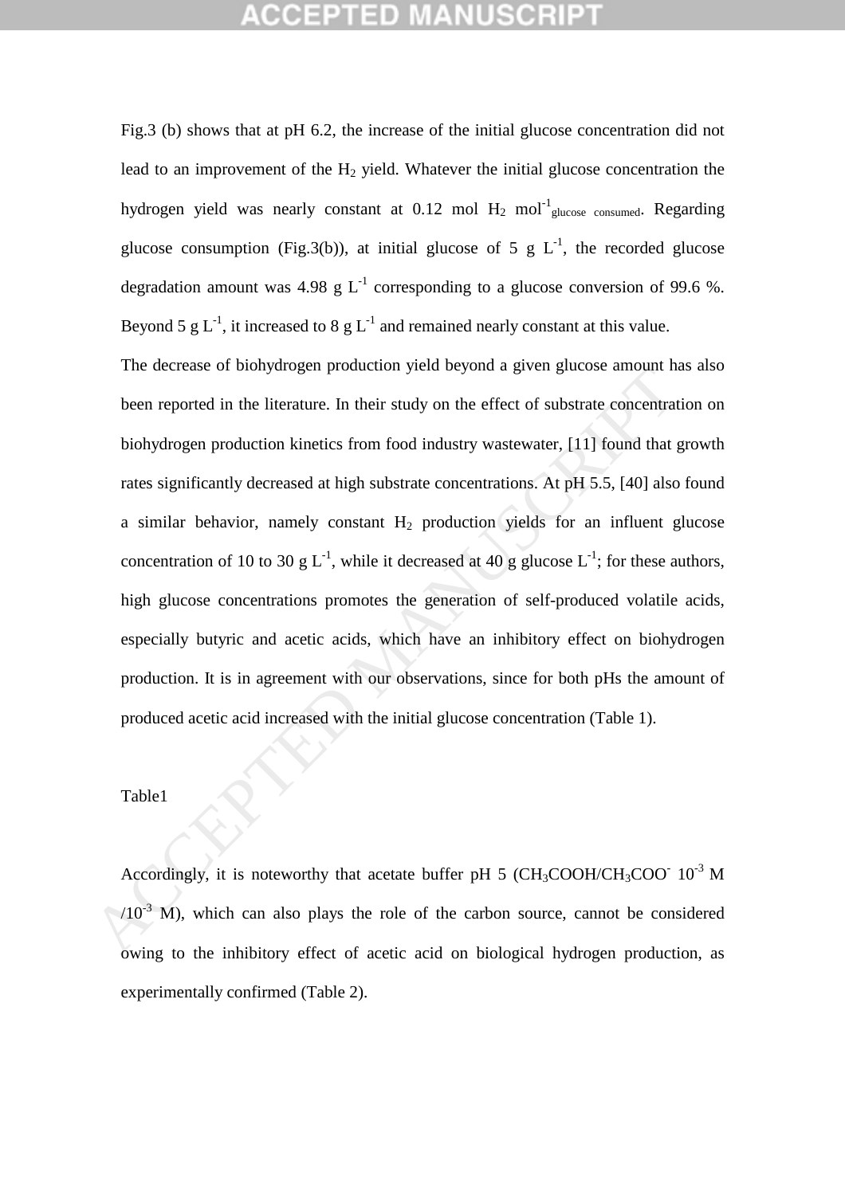Fig.3 (b) shows that at pH 6.2, the increase of the initial glucose concentration did not lead to an improvement of the $H_2$ yield. Whatever the initial glucose concentration the hydrogen yield was nearly constant at 0.12 mol $H_2$ $mol^{-1}_{glucose\ consumed}$. Regarding glucose consumption (Fig.3(b)), at initial glucose of 5 g $L^{-1}$, the recorded glucose degradation amount was 4.98 g $L^{-1}$ corresponding to a glucose conversion of 99.6 %. Beyond 5 g $L^{-1}$, it increased to 8 g $L^{-1}$ and remained nearly constant at this value.

The decrease of biohydrogen production yield beyond a given glucose amount has also been reported in the literature. In their study on the effect of substrate concentration on biohydrogen production kinetics from food industry wastewater, [11] found that growth rates significantly decreased at high substrate concentrations. At pH 5.5, [40] also found a similar behavior, namely constant $H_2$ production yields for an influent glucose concentration of 10 to 30 g $L^{-1}$, while it decreased at 40 g glucose $L^{-1}$; for these authors, high glucose concentrations promotes the generation of self-produced volatile acids, especially butyric and acetic acids, which have an inhibitory effect on biohydrogen production. It is in agreement with our observations, since for both pHs the amount of produced acetic acid increased with the initial glucose concentration (Table 1).

Table1

Accordingly, it is noteworthy that acetate buffer pH 5 ($CH_3COOH/CH_3COO^-$ $10^{-3}$ M /$10^{-3}$ M), which can also plays the role of the carbon source, cannot be considered owing to the inhibitory effect of acetic acid on biological hydrogen production, as experimentally confirmed (Table 2).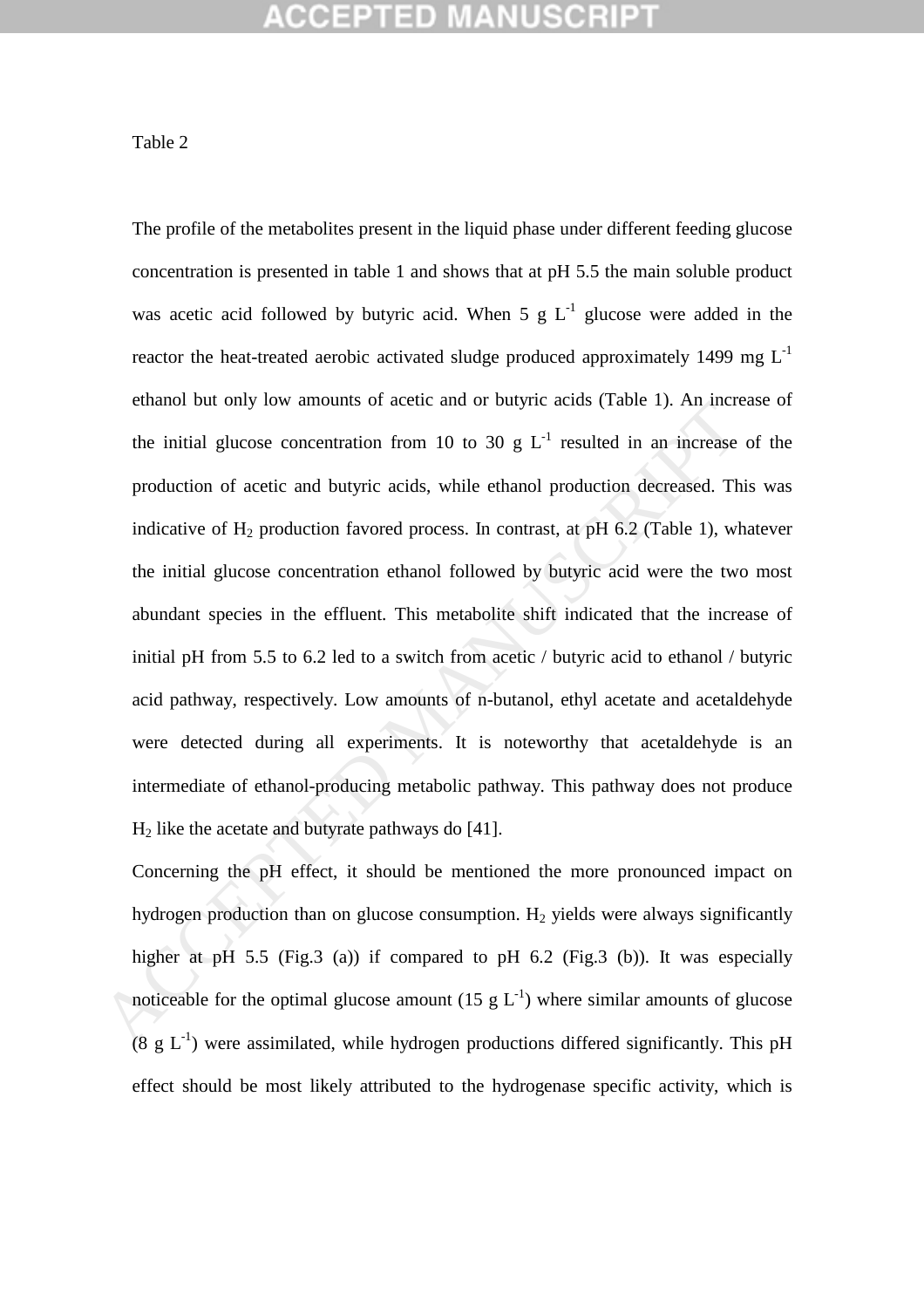Table 2

The profile of the metabolites present in the liquid phase under different feeding glucose concentration is presented in table 1 and shows that at pH 5.5 the main soluble product was acetic acid followed by butyric acid. When 5 g $L^{-1}$ glucose were added in the reactor the heat-treated aerobic activated sludge produced approximately 1499 mg $L^{-1}$ ethanol but only low amounts of acetic and or butyric acids (Table 1). An increase of the initial glucose concentration from 10 to 30 g $L^{-1}$ resulted in an increase of the production of acetic and butyric acids, while ethanol production decreased. This was indicative of $H_2$ production favored process. In contrast, at pH 6.2 (Table 1), whatever the initial glucose concentration ethanol followed by butyric acid were the two most abundant species in the effluent. This metabolite shift indicated that the increase of initial pH from 5.5 to 6.2 led to a switch from acetic / butyric acid to ethanol / butyric acid pathway, respectively. Low amounts of n-butanol, ethyl acetate and acetaldehyde were detected during all experiments. It is noteworthy that acetaldehyde is an intermediate of ethanol-producing metabolic pathway. This pathway does not produce $H_2$ like the acetate and butyrate pathways do [41].

Concerning the pH effect, it should be mentioned the more pronounced impact on hydrogen production than on glucose consumption. $H_2$ yields were always significantly higher at pH 5.5 (Fig.3 (a)) if compared to pH 6.2 (Fig.3 (b)). It was especially noticeable for the optimal glucose amount (15 g $L^{-1}$) where similar amounts of glucose (8 g $L^{-1}$) were assimilated, while hydrogen productions differed significantly. This pH effect should be most likely attributed to the hydrogenase specific activity, which is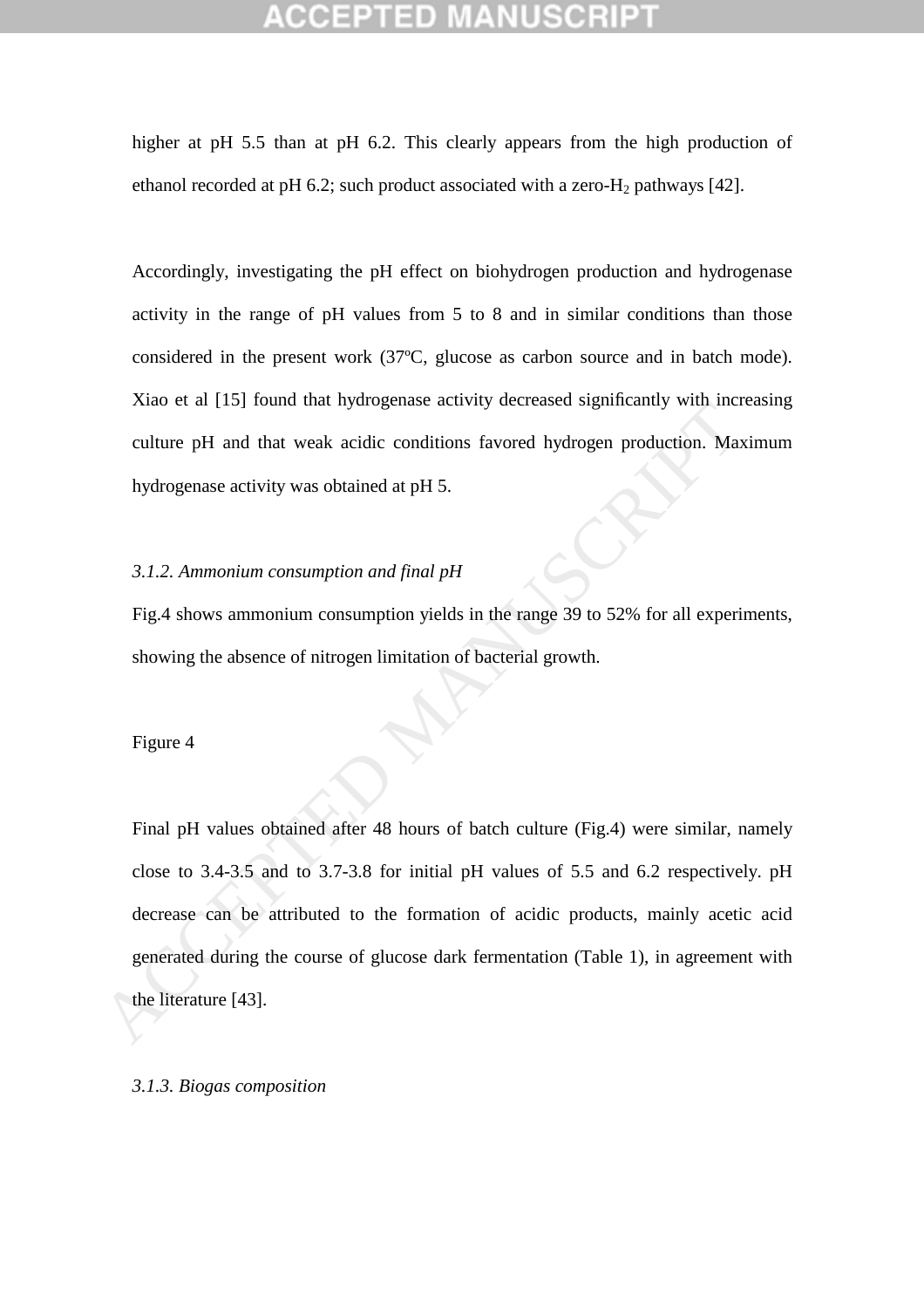higher at pH 5.5 than at pH 6.2. This clearly appears from the high production of ethanol recorded at pH 6.2; such product associated with a zero-$H_2$ pathways [42].

Accordingly, investigating the pH effect on biohydrogen production and hydrogenase activity in the range of pH values from 5 to 8 and in similar conditions than those considered in the present work (37ºC, glucose as carbon source and in batch mode). Xiao et al [15] found that hydrogenase activity decreased significantly with increasing culture pH and that weak acidic conditions favored hydrogen production. Maximum hydrogenase activity was obtained at pH 5.

*3.1.2. Ammonium consumption and final pH*

Fig.4 shows ammonium consumption yields in the range 39 to 52% for all experiments, showing the absence of nitrogen limitation of bacterial growth.

Figure 4

Final pH values obtained after 48 hours of batch culture (Fig.4) were similar, namely close to 3.4-3.5 and to 3.7-3.8 for initial pH values of 5.5 and 6.2 respectively. pH decrease can be attributed to the formation of acidic products, mainly acetic acid generated during the course of glucose dark fermentation (Table 1), in agreement with the literature [43].

*3.1.3. Biogas composition*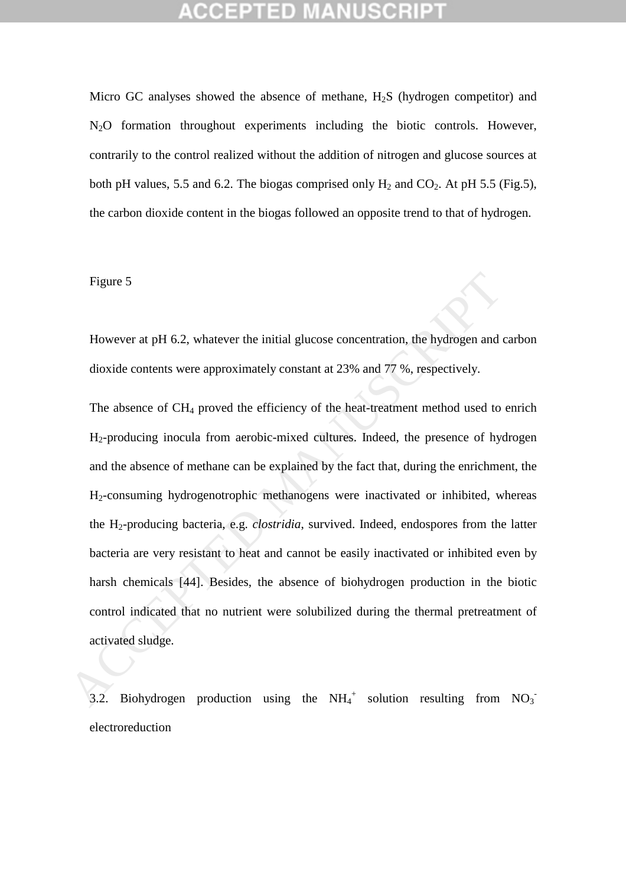Micro GC analyses showed the absence of methane, $H_2S$ (hydrogen competitor) and $N_2O$ formation throughout experiments including the biotic controls. However, contrarily to the control realized without the addition of nitrogen and glucose sources at both pH values, 5.5 and 6.2. The biogas comprised only $H_2$ and $CO_2$. At pH 5.5 (Fig.5), the carbon dioxide content in the biogas followed an opposite trend to that of hydrogen.

Figure 5

However at pH 6.2, whatever the initial glucose concentration, the hydrogen and carbon dioxide contents were approximately constant at 23% and 77 %, respectively.

The absence of $CH_4$ proved the efficiency of the heat-treatment method used to enrich $H_2$-producing inocula from aerobic-mixed cultures. Indeed, the presence of hydrogen and the absence of methane can be explained by the fact that, during the enrichment, the $H_2$-consuming hydrogenotrophic methanogens were inactivated or inhibited, whereas the $H_2$-producing bacteria, e.g. *clostridia*, survived. Indeed, endospores from the latter bacteria are very resistant to heat and cannot be easily inactivated or inhibited even by harsh chemicals [44]. Besides, the absence of biohydrogen production in the biotic control indicated that no nutrient were solubilized during the thermal pretreatment of activated sludge.

## 3.2. Biohydrogen production using the $NH_4^+$ solution resulting from $NO_3^-$ electroreduction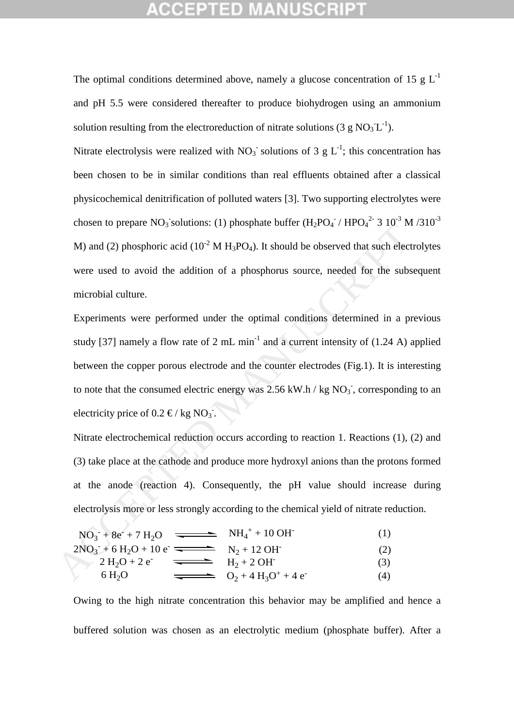The optimal conditions determined above, namely a glucose concentration of 15 g $L^{-1}$ and pH 5.5 were considered thereafter to produce biohydrogen using an ammonium solution resulting from the electroreduction of nitrate solutions (3 g $NO_3^-$ $L^{-1}$).

Nitrate electrolysis were realized with $NO_3^-$ solutions of 3 g $L^{-1}$; this concentration has been chosen to be in similar conditions than real effluents obtained after a classical physicochemical denitrification of polluted waters [3]. Two supporting electrolytes were chosen to prepare $NO_3^-$ solutions: (1) phosphate buffer ($H_2PO_4^-$ / $HPO_4^{2-}$ 3 $10^{-3}$ M /3$10^{-3}$ M) and (2) phosphoric acid ($10^{-2}$ M $H_3PO_4$). It should be observed that such electrolytes were used to avoid the addition of a phosphorus source, needed for the subsequent microbial culture.

Experiments were performed under the optimal conditions determined in a previous study [37] namely a flow rate of 2 mL $min^{-1}$ and a current intensity of (1.24 A) applied between the copper porous electrode and the counter electrodes (Fig.1). It is interesting to note that the consumed electric energy was 2.56 kW.h / kg $NO_3^-$, corresponding to an electricity price of 0.2 € / kg $NO_3^-$.

Nitrate electrochemical reduction occurs according to reaction 1. Reactions (1), (2) and (3) take place at the cathode and produce more hydroxyl anions than the protons formed at the anode (reaction 4). Consequently, the pH value should increase during electrolysis more or less strongly according to the chemical yield of nitrate reduction.

$$NO_3^- + 8e^- + 7\,H_2O \rightleftharpoons NH_4^+ + 10\,OH^- \quad (1)$$

$$2NO_3^- + 6\,H_2O + 10\,e^- \rightleftharpoons N_2 + 12\,OH^- \quad (2)$$

$$2\,H_2O + 2\,e^- \rightleftharpoons H_2 + 2\,OH^- \quad (3)$$

$$6\,H_2O \rightleftharpoons O_2 + 4\,H_3O^+ + 4\,e^- \quad (4)$$

Owing to the high nitrate concentration this behavior may be amplified and hence a buffered solution was chosen as an electrolytic medium (phosphate buffer). After a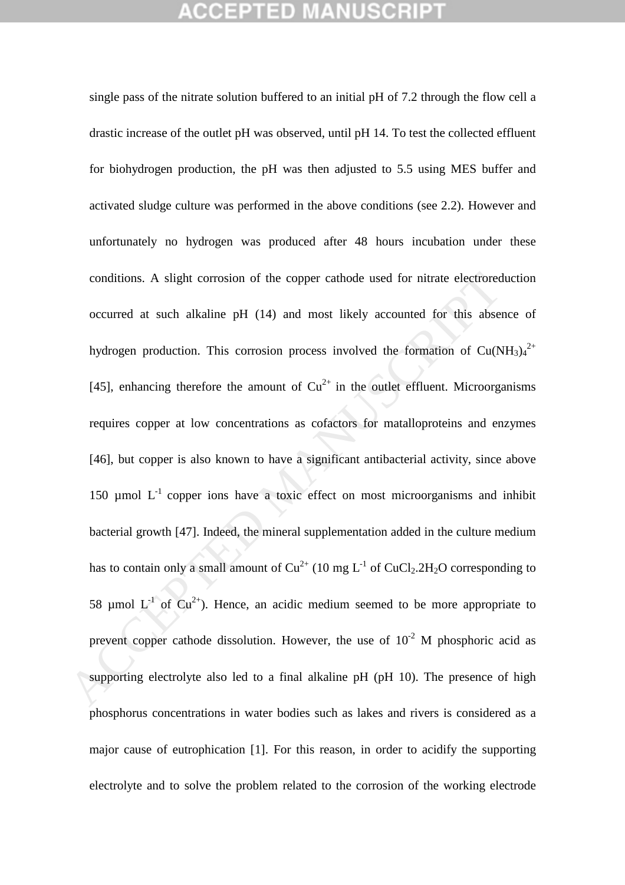single pass of the nitrate solution buffered to an initial pH of 7.2 through the flow cell a drastic increase of the outlet pH was observed, until pH 14. To test the collected effluent for biohydrogen production, the pH was then adjusted to 5.5 using MES buffer and activated sludge culture was performed in the above conditions (see 2.2). However and unfortunately no hydrogen was produced after 48 hours incubation under these conditions. A slight corrosion of the copper cathode used for nitrate electroreduction occurred at such alkaline pH (14) and most likely accounted for this absence of hydrogen production. This corrosion process involved the formation of $Cu(NH_3)_4^{2+}$ [45], enhancing therefore the amount of $Cu^{2+}$ in the outlet effluent. Microorganisms requires copper at low concentrations as cofactors for metalloproteins and enzymes [46], but copper is also known to have a significant antibacterial activity, since above 150 µmol $L^{-1}$ copper ions have a toxic effect on most microorganisms and inhibit bacterial growth [47]. Indeed, the mineral supplementation added in the culture medium has to contain only a small amount of $Cu^{2+}$ (10 mg $L^{-1}$ of $CuCl_2.2H_2O$ corresponding to 58 µmol $L^{-1}$ of $Cu^{2+}$). Hence, an acidic medium seemed to be more appropriate to prevent copper cathode dissolution. However, the use of $10^{-2}$ M phosphoric acid as supporting electrolyte also led to a final alkaline pH (pH 10). The presence of high phosphorus concentrations in water bodies such as lakes and rivers is considered as a major cause of eutrophication [1]. For this reason, in order to acidify the supporting electrolyte and to solve the problem related to the corrosion of the working electrode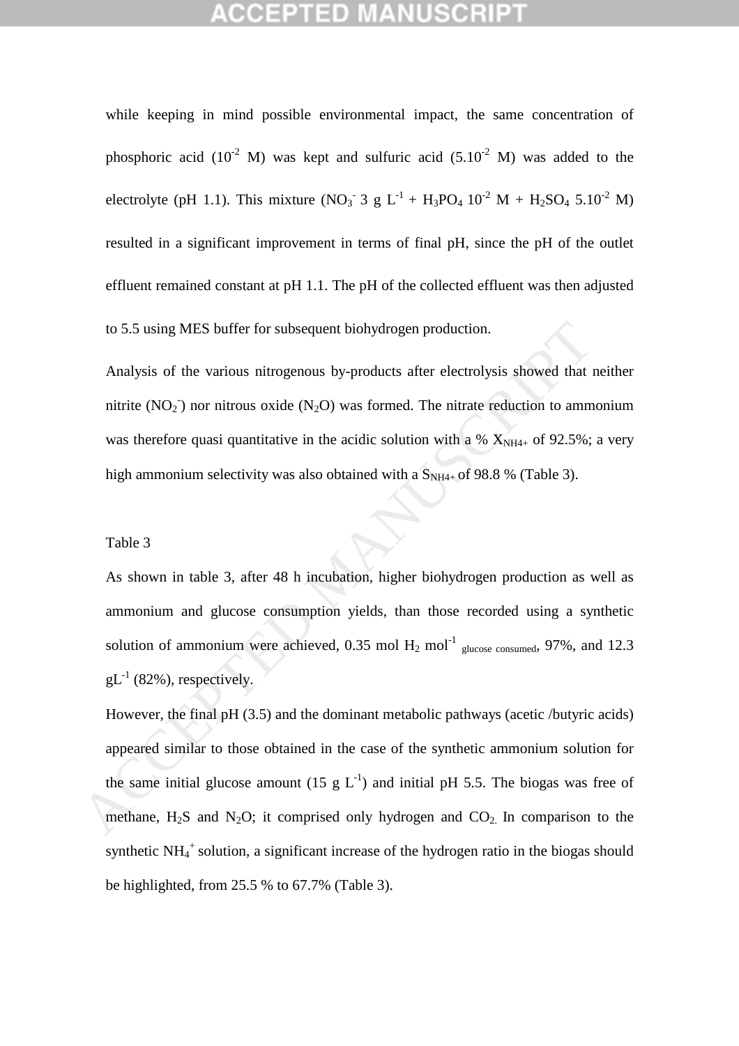while keeping in mind possible environmental impact, the same concentration of phosphoric acid ($10^{-2}$ M) was kept and sulfuric acid ($5.10^{-2}$ M) was added to the electrolyte (pH 1.1). This mixture ($NO_3^-$ 3 g $L^{-1}$ + $H_3PO_4$ $10^{-2}$ M + $H_2SO_4$ $5.10^{-2}$ M) resulted in a significant improvement in terms of final pH, since the pH of the outlet effluent remained constant at pH 1.1. The pH of the collected effluent was then adjusted to 5.5 using MES buffer for subsequent biohydrogen production.

Analysis of the various nitrogenous by-products after electrolysis showed that neither nitrite ($NO_2^-$) nor nitrous oxide ($N_2O$) was formed. The nitrate reduction to ammonium was therefore quasi quantitative in the acidic solution with a % $X_{NH4+}$ of 92.5%; a very high ammonium selectivity was also obtained with a $S_{NH4+}$ of 98.8 % (Table 3).

Table 3

As shown in table 3, after 48 h incubation, higher biohydrogen production as well as ammonium and glucose consumption yields, than those recorded using a synthetic solution of ammonium were achieved, 0.35 mol $H_2$ $mol^{-1}$ $_{glucose\ consumed}$, 97%, and 12.3 $gL^{-1}$ (82%), respectively.

However, the final pH (3.5) and the dominant metabolic pathways (acetic /butyric acids) appeared similar to those obtained in the case of the synthetic ammonium solution for the same initial glucose amount (15 g $L^{-1}$) and initial pH 5.5. The biogas was free of methane, $H_2S$ and $N_2O$; it comprised only hydrogen and $CO_2$. In comparison to the synthetic $NH_4^+$ solution, a significant increase of the hydrogen ratio in the biogas should be highlighted, from 25.5 % to 67.7% (Table 3).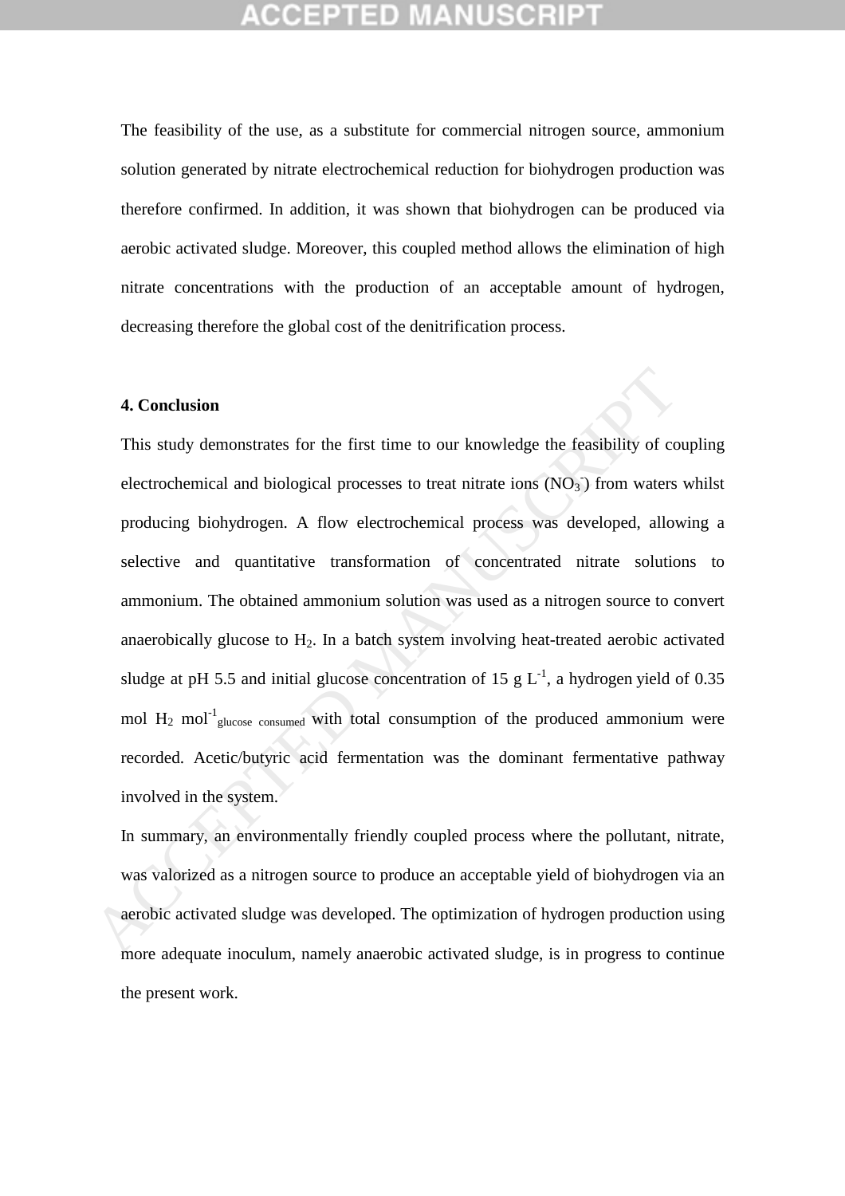The feasibility of the use, as a substitute for commercial nitrogen source, ammonium solution generated by nitrate electrochemical reduction for biohydrogen production was therefore confirmed. In addition, it was shown that biohydrogen can be produced via aerobic activated sludge. Moreover, this coupled method allows the elimination of high nitrate concentrations with the production of an acceptable amount of hydrogen, decreasing therefore the global cost of the denitrification process.

## 4. Conclusion

This study demonstrates for the first time to our knowledge the feasibility of coupling electrochemical and biological processes to treat nitrate ions ($NO_3^-$) from waters whilst producing biohydrogen. A flow electrochemical process was developed, allowing a selective and quantitative transformation of concentrated nitrate solutions to ammonium. The obtained ammonium solution was used as a nitrogen source to convert anaerobically glucose to $H_2$. In a batch system involving heat-treated aerobic activated sludge at pH 5.5 and initial glucose concentration of 15 g $L^{-1}$, a hydrogen yield of 0.35 mol $H_2$ $mol^{-1}{}_{glucose\ consumed}$ with total consumption of the produced ammonium were recorded. Acetic/butyric acid fermentation was the dominant fermentative pathway involved in the system.

In summary, an environmentally friendly coupled process where the pollutant, nitrate, was valorized as a nitrogen source to produce an acceptable yield of biohydrogen via an aerobic activated sludge was developed. The optimization of hydrogen production using more adequate inoculum, namely anaerobic activated sludge, is in progress to continue the present work.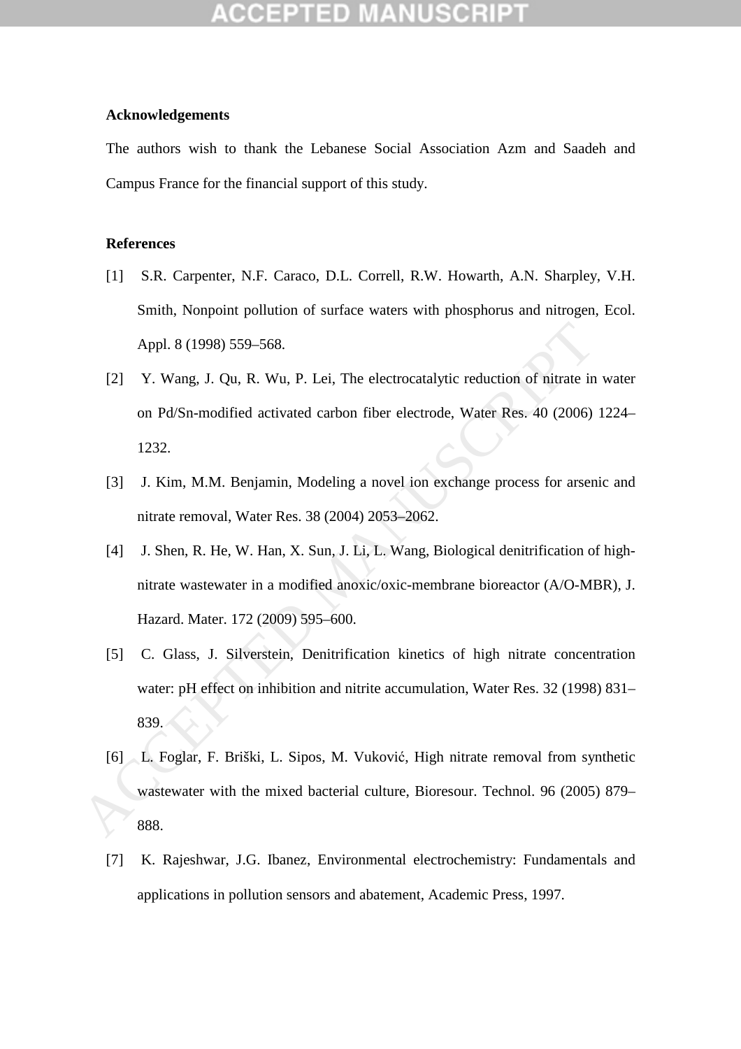**Acknowledgements**

The authors wish to thank the Lebanese Social Association Azm and Saadeh and Campus France for the financial support of this study.

**References**

[1] S.R. Carpenter, N.F. Caraco, D.L. Correll, R.W. Howarth, A.N. Sharpley, V.H. Smith, Nonpoint pollution of surface waters with phosphorus and nitrogen, Ecol. Appl. 8 (1998) 559–568.

[2] Y. Wang, J. Qu, R. Wu, P. Lei, The electrocatalytic reduction of nitrate in water on Pd/Sn-modified activated carbon fiber electrode, Water Res. 40 (2006) 1224–1232.

[3] J. Kim, M.M. Benjamin, Modeling a novel ion exchange process for arsenic and nitrate removal, Water Res. 38 (2004) 2053–2062.

[4] J. Shen, R. He, W. Han, X. Sun, J. Li, L. Wang, Biological denitrification of high-nitrate wastewater in a modified anoxic/oxic-membrane bioreactor (A/O-MBR), J. Hazard. Mater. 172 (2009) 595–600.

[5] C. Glass, J. Silverstein, Denitrification kinetics of high nitrate concentration water: pH effect on inhibition and nitrite accumulation, Water Res. 32 (1998) 831–839.

[6] L. Foglar, F. Briški, L. Sipos, M. Vuković, High nitrate removal from synthetic wastewater with the mixed bacterial culture, Bioresour. Technol. 96 (2005) 879–888.

[7] K. Rajeshwar, J.G. Ibanez, Environmental electrochemistry: Fundamentals and applications in pollution sensors and abatement, Academic Press, 1997.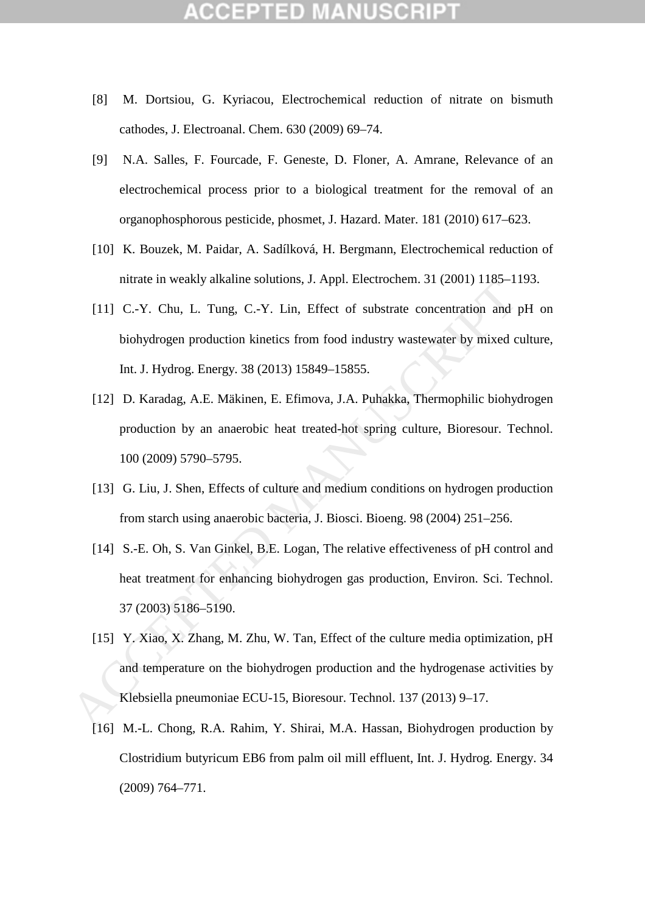[8] M. Dortsiou, G. Kyriacou, Electrochemical reduction of nitrate on bismuth cathodes, J. Electroanal. Chem. 630 (2009) 69–74.

[9] N.A. Salles, F. Fourcade, F. Geneste, D. Floner, A. Amrane, Relevance of an electrochemical process prior to a biological treatment for the removal of an organophosphorous pesticide, phosmet, J. Hazard. Mater. 181 (2010) 617–623.

[10] K. Bouzek, M. Paidar, A. Sadílková, H. Bergmann, Electrochemical reduction of nitrate in weakly alkaline solutions, J. Appl. Electrochem. 31 (2001) 1185–1193.

[11] C.-Y. Chu, L. Tung, C.-Y. Lin, Effect of substrate concentration and pH on biohydrogen production kinetics from food industry wastewater by mixed culture, Int. J. Hydrog. Energy. 38 (2013) 15849–15855.

[12] D. Karadag, A.E. Mäkinen, E. Efimova, J.A. Puhakka, Thermophilic biohydrogen production by an anaerobic heat treated-hot spring culture, Bioresour. Technol. 100 (2009) 5790–5795.

[13] G. Liu, J. Shen, Effects of culture and medium conditions on hydrogen production from starch using anaerobic bacteria, J. Biosci. Bioeng. 98 (2004) 251–256.

[14] S.-E. Oh, S. Van Ginkel, B.E. Logan, The relative effectiveness of pH control and heat treatment for enhancing biohydrogen gas production, Environ. Sci. Technol. 37 (2003) 5186–5190.

[15] Y. Xiao, X. Zhang, M. Zhu, W. Tan, Effect of the culture media optimization, pH and temperature on the biohydrogen production and the hydrogenase activities by Klebsiella pneumoniae ECU-15, Bioresour. Technol. 137 (2013) 9–17.

[16] M.-L. Chong, R.A. Rahim, Y. Shirai, M.A. Hassan, Biohydrogen production by Clostridium butyricum EB6 from palm oil mill effluent, Int. J. Hydrog. Energy. 34 (2009) 764–771.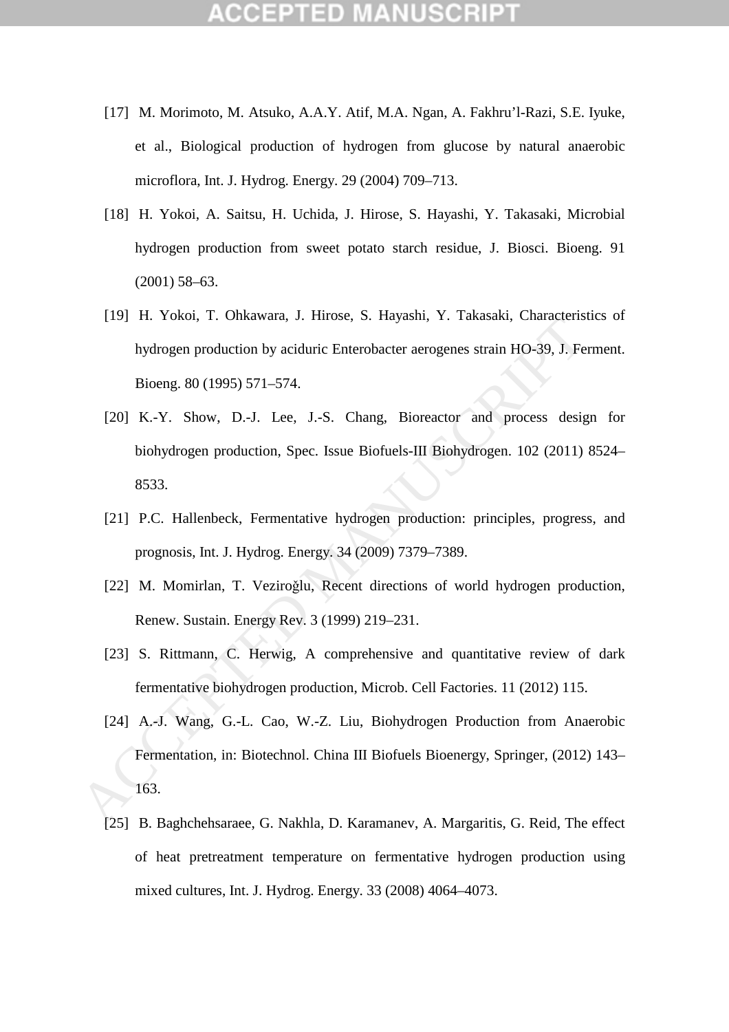[17] M. Morimoto, M. Atsuko, A.A.Y. Atif, M.A. Ngan, A. Fakhru'l-Razi, S.E. Iyuke, et al., Biological production of hydrogen from glucose by natural anaerobic microflora, Int. J. Hydrog. Energy. 29 (2004) 709–713.

[18] H. Yokoi, A. Saitsu, H. Uchida, J. Hirose, S. Hayashi, Y. Takasaki, Microbial hydrogen production from sweet potato starch residue, J. Biosci. Bioeng. 91 (2001) 58–63.

[19] H. Yokoi, T. Ohkawara, J. Hirose, S. Hayashi, Y. Takasaki, Characteristics of hydrogen production by aciduric Enterobacter aerogenes strain HO-39, J. Ferment. Bioeng. 80 (1995) 571–574.

[20] K.-Y. Show, D.-J. Lee, J.-S. Chang, Bioreactor and process design for biohydrogen production, Spec. Issue Biofuels-III Biohydrogen. 102 (2011) 8524–8533.

[21] P.C. Hallenbeck, Fermentative hydrogen production: principles, progress, and prognosis, Int. J. Hydrog. Energy. 34 (2009) 7379–7389.

[22] M. Momirlan, T. Veziroğlu, Recent directions of world hydrogen production, Renew. Sustain. Energy Rev. 3 (1999) 219–231.

[23] S. Rittmann, C. Herwig, A comprehensive and quantitative review of dark fermentative biohydrogen production, Microb. Cell Factories. 11 (2012) 115.

[24] A.-J. Wang, G.-L. Cao, W.-Z. Liu, Biohydrogen Production from Anaerobic Fermentation, in: Biotechnol. China III Biofuels Bioenergy, Springer, (2012) 143–163.

[25] B. Baghchehsaraee, G. Nakhla, D. Karamanev, A. Margaritis, G. Reid, The effect of heat pretreatment temperature on fermentative hydrogen production using mixed cultures, Int. J. Hydrog. Energy. 33 (2008) 4064–4073.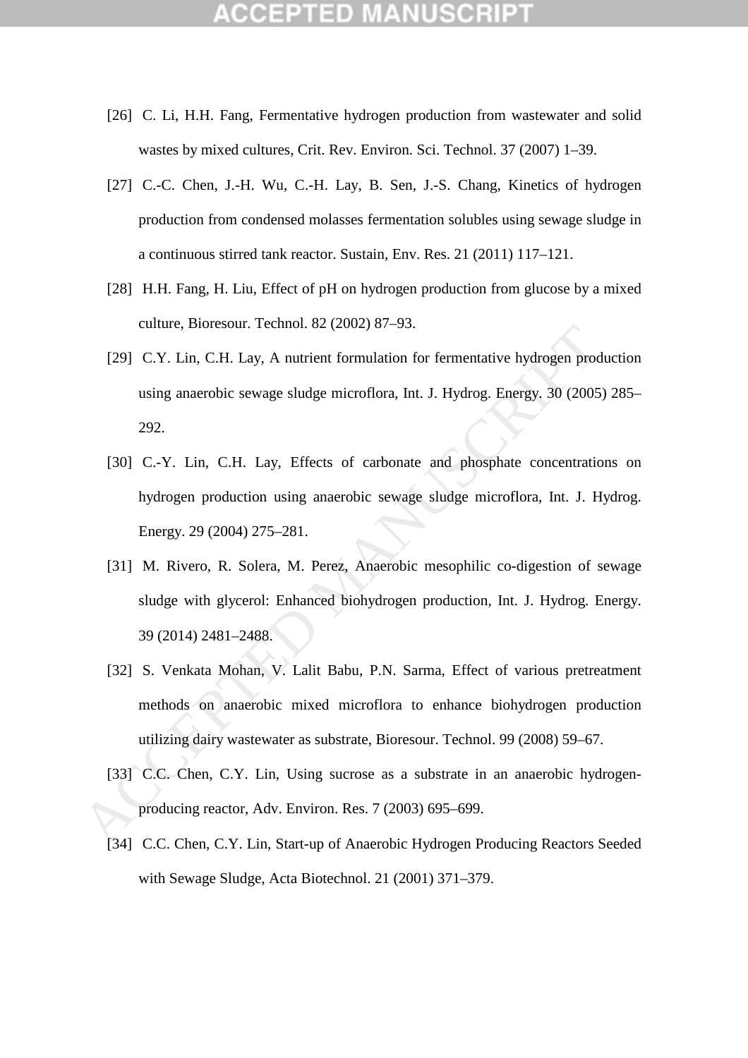[26] C. Li, H.H. Fang, Fermentative hydrogen production from wastewater and solid wastes by mixed cultures, Crit. Rev. Environ. Sci. Technol. 37 (2007) 1–39.

[27] C.-C. Chen, J.-H. Wu, C.-H. Lay, B. Sen, J.-S. Chang, Kinetics of hydrogen production from condensed molasses fermentation solubles using sewage sludge in a continuous stirred tank reactor. Sustain, Env. Res. 21 (2011) 117–121.

[28] H.H. Fang, H. Liu, Effect of pH on hydrogen production from glucose by a mixed culture, Bioresour. Technol. 82 (2002) 87–93.

[29] C.Y. Lin, C.H. Lay, A nutrient formulation for fermentative hydrogen production using anaerobic sewage sludge microflora, Int. J. Hydrog. Energy. 30 (2005) 285–292.

[30] C.-Y. Lin, C.H. Lay, Effects of carbonate and phosphate concentrations on hydrogen production using anaerobic sewage sludge microflora, Int. J. Hydrog. Energy. 29 (2004) 275–281.

[31] M. Rivero, R. Solera, M. Perez, Anaerobic mesophilic co-digestion of sewage sludge with glycerol: Enhanced biohydrogen production, Int. J. Hydrog. Energy. 39 (2014) 2481–2488.

[32] S. Venkata Mohan, V. Lalit Babu, P.N. Sarma, Effect of various pretreatment methods on anaerobic mixed microflora to enhance biohydrogen production utilizing dairy wastewater as substrate, Bioresour. Technol. 99 (2008) 59–67.

[33] C.C. Chen, C.Y. Lin, Using sucrose as a substrate in an anaerobic hydrogen-producing reactor, Adv. Environ. Res. 7 (2003) 695–699.

[34] C.C. Chen, C.Y. Lin, Start-up of Anaerobic Hydrogen Producing Reactors Seeded with Sewage Sludge, Acta Biotechnol. 21 (2001) 371–379.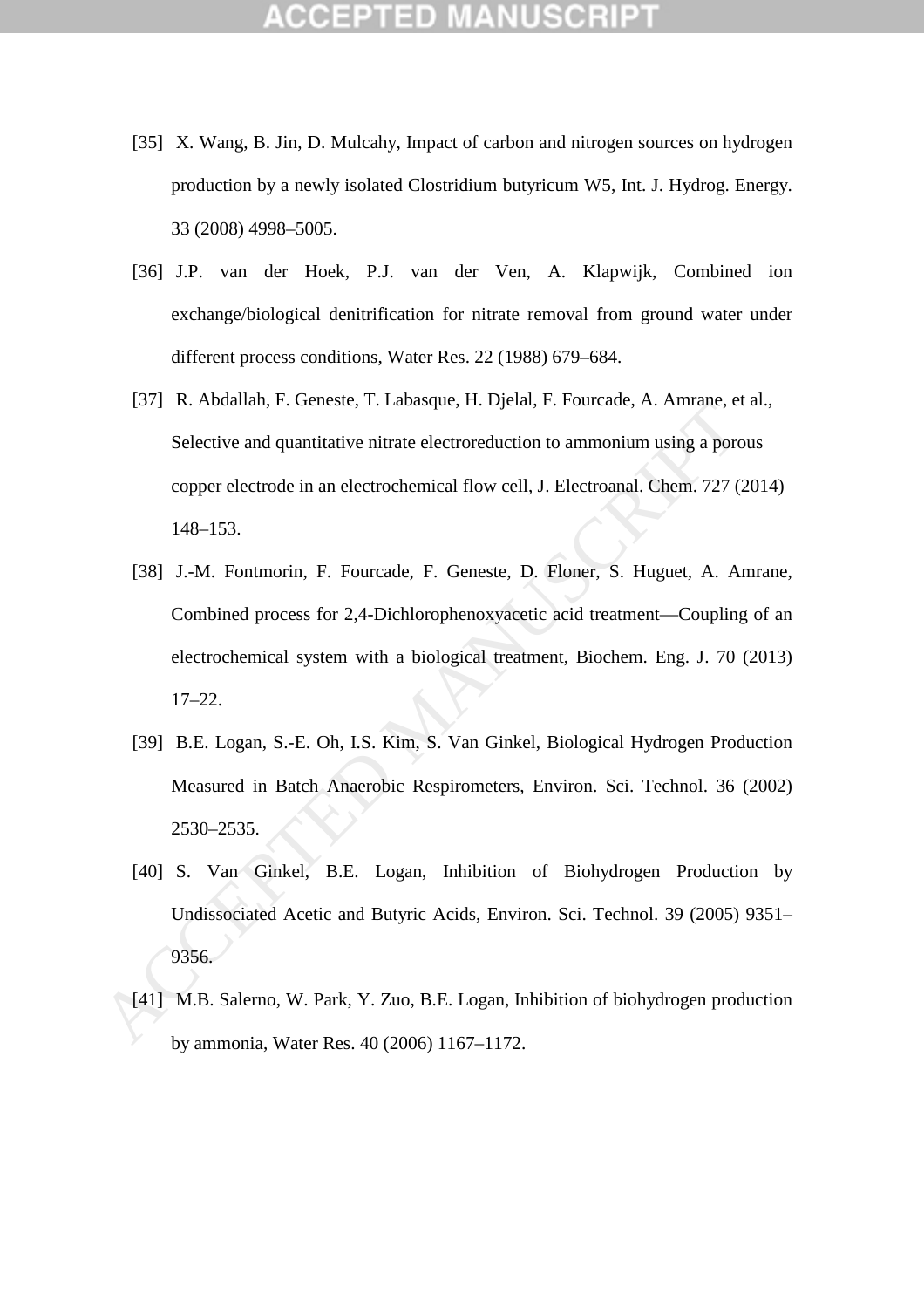[35] X. Wang, B. Jin, D. Mulcahy, Impact of carbon and nitrogen sources on hydrogen production by a newly isolated Clostridium butyricum W5, Int. J. Hydrog. Energy. 33 (2008) 4998–5005.

[36] J.P. van der Hoek, P.J. van der Ven, A. Klapwijk, Combined ion exchange/biological denitrification for nitrate removal from ground water under different process conditions, Water Res. 22 (1988) 679–684.

[37] R. Abdallah, F. Geneste, T. Labasque, H. Djelal, F. Fourcade, A. Amrane, et al., Selective and quantitative nitrate electroreduction to ammonium using a porous copper electrode in an electrochemical flow cell, J. Electroanal. Chem. 727 (2014) 148–153.

[38] J.-M. Fontmorin, F. Fourcade, F. Geneste, D. Floner, S. Huguet, A. Amrane, Combined process for 2,4-Dichlorophenoxyacetic acid treatment—Coupling of an electrochemical system with a biological treatment, Biochem. Eng. J. 70 (2013) 17–22.

[39] B.E. Logan, S.-E. Oh, I.S. Kim, S. Van Ginkel, Biological Hydrogen Production Measured in Batch Anaerobic Respirometers, Environ. Sci. Technol. 36 (2002) 2530–2535.

[40] S. Van Ginkel, B.E. Logan, Inhibition of Biohydrogen Production by Undissociated Acetic and Butyric Acids, Environ. Sci. Technol. 39 (2005) 9351–9356.

[41] M.B. Salerno, W. Park, Y. Zuo, B.E. Logan, Inhibition of biohydrogen production by ammonia, Water Res. 40 (2006) 1167–1172.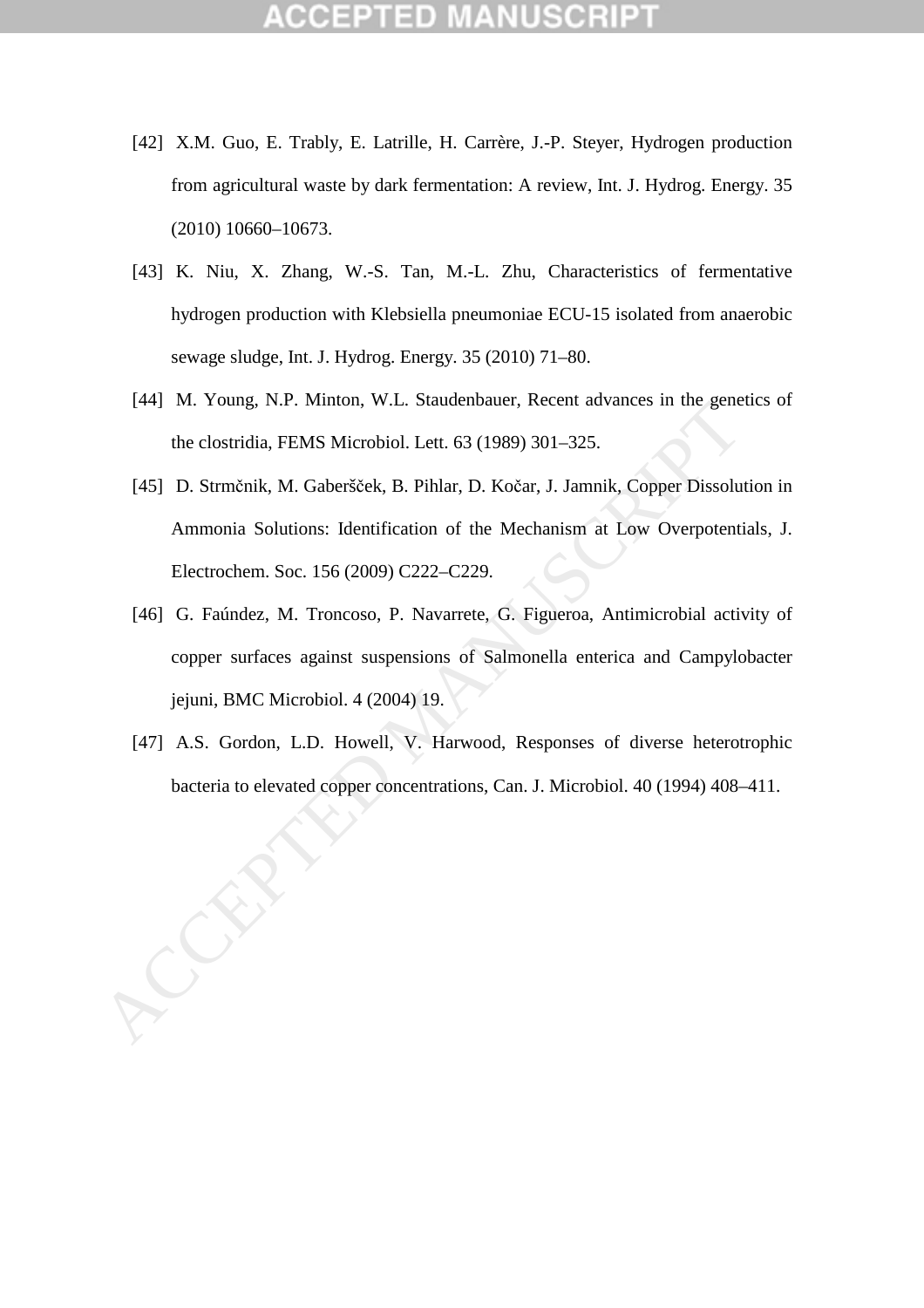[42] X.M. Guo, E. Trably, E. Latrille, H. Carrère, J.-P. Steyer, Hydrogen production from agricultural waste by dark fermentation: A review, Int. J. Hydrog. Energy. 35 (2010) 10660–10673.

[43] K. Niu, X. Zhang, W.-S. Tan, M.-L. Zhu, Characteristics of fermentative hydrogen production with Klebsiella pneumoniae ECU-15 isolated from anaerobic sewage sludge, Int. J. Hydrog. Energy. 35 (2010) 71–80.

[44] M. Young, N.P. Minton, W.L. Staudenbauer, Recent advances in the genetics of the clostridia, FEMS Microbiol. Lett. 63 (1989) 301–325.

[45] D. Strmčnik, M. Gaberšček, B. Pihlar, D. Kočar, J. Jamnik, Copper Dissolution in Ammonia Solutions: Identification of the Mechanism at Low Overpotentials, J. Electrochem. Soc. 156 (2009) C222–C229.

[46] G. Faúndez, M. Troncoso, P. Navarrete, G. Figueroa, Antimicrobial activity of copper surfaces against suspensions of Salmonella enterica and Campylobacter jejuni, BMC Microbiol. 4 (2004) 19.

[47] A.S. Gordon, L.D. Howell, V. Harwood, Responses of diverse heterotrophic bacteria to elevated copper concentrations, Can. J. Microbiol. 40 (1994) 408–411.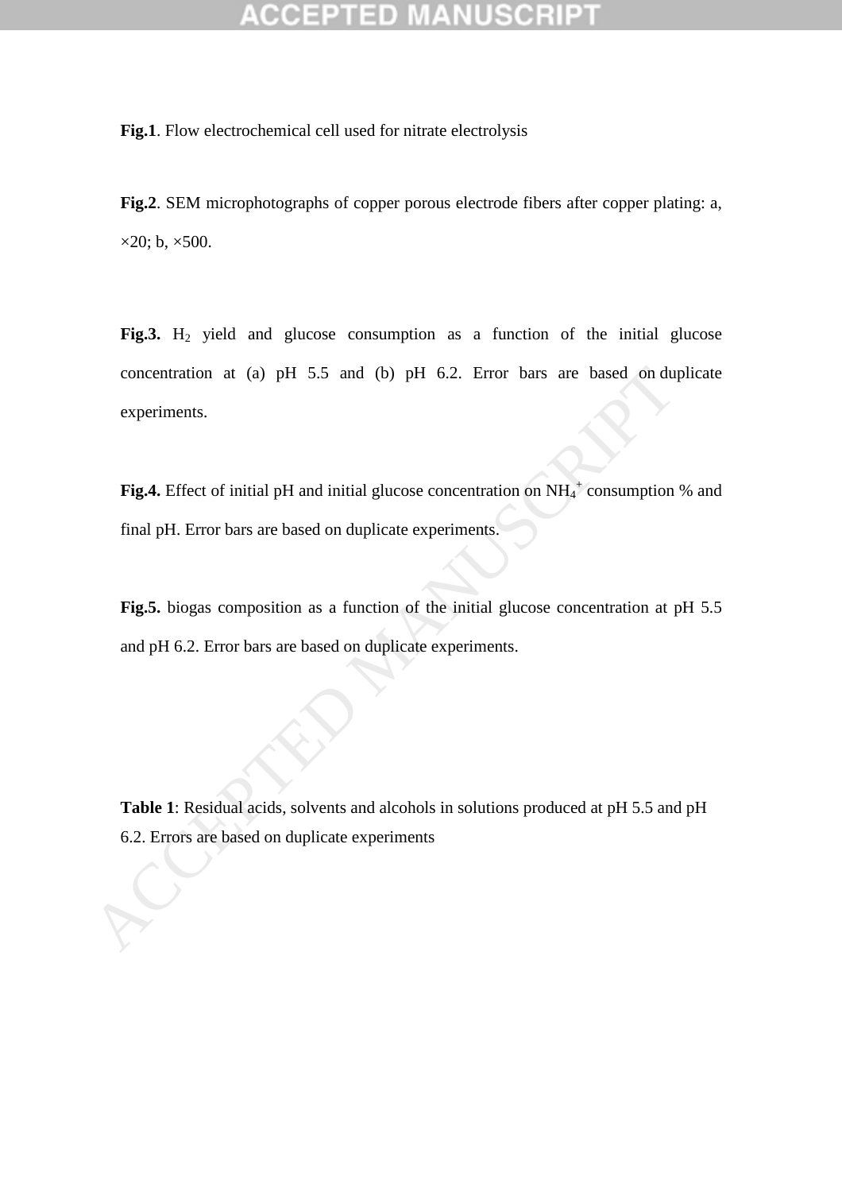**Fig.1**. Flow electrochemical cell used for nitrate electrolysis

**Fig.2**. SEM microphotographs of copper porous electrode fibers after copper plating: a, ×20; b, ×500.

**Fig.3.** $H_2$ yield and glucose consumption as a function of the initial glucose concentration at (a) pH 5.5 and (b) pH 6.2. Error bars are based on duplicate experiments.

**Fig.4.** Effect of initial pH and initial glucose concentration on $NH_4^+$ consumption % and final pH. Error bars are based on duplicate experiments.

**Fig.5.** biogas composition as a function of the initial glucose concentration at pH 5.5 and pH 6.2. Error bars are based on duplicate experiments.

**Table 1**: Residual acids, solvents and alcohols in solutions produced at pH 5.5 and pH 6.2. Errors are based on duplicate experiments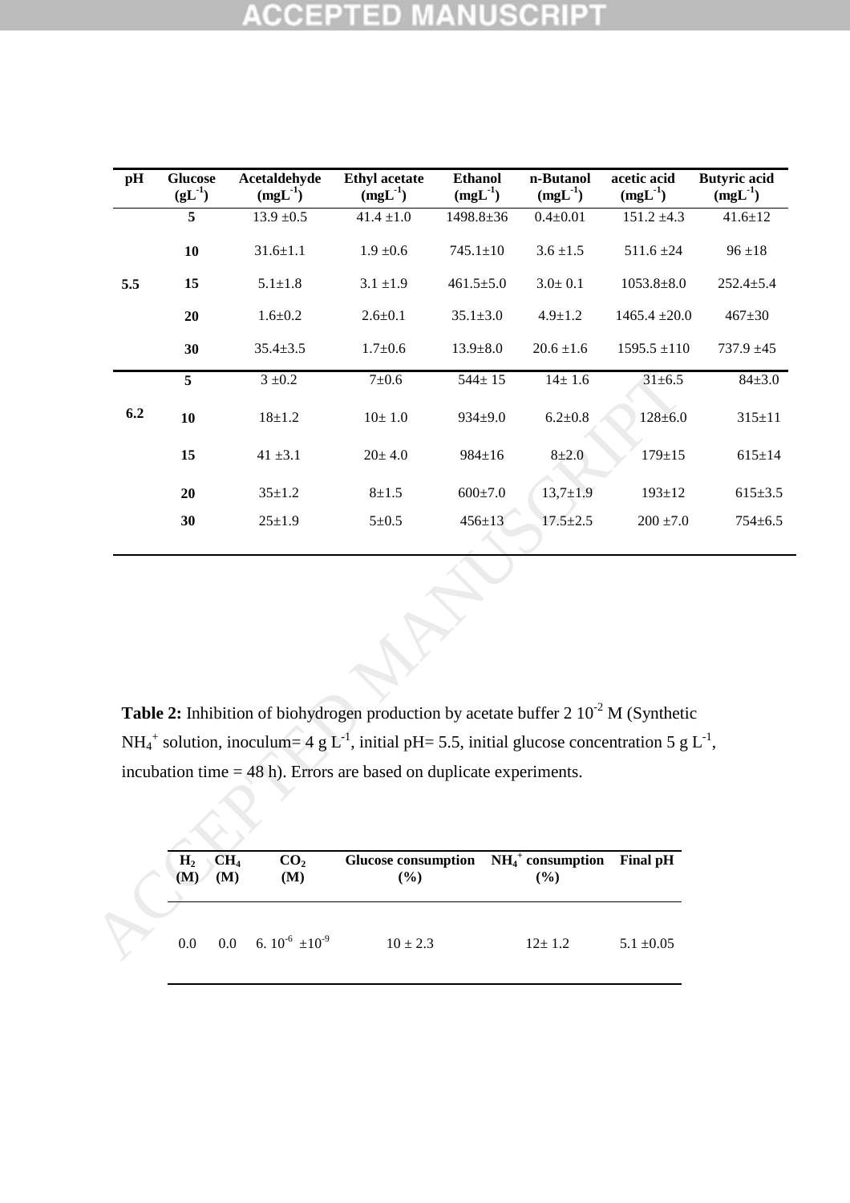| pH | Glucose ($gL^{-1}$) | Acetaldehyde ($mgL^{-1}$) | Ethyl acetate ($mgL^{-1}$) | Ethanol ($mgL^{-1}$) | n-Butanol ($mgL^{-1}$) | acetic acid ($mgL^{-1}$) | Butyric acid ($mgL^{-1}$) |
|---|---|---|---|---|---|---|---|
| 5.5 | **5** | 13.9 ±0.5 | 41.4 ±1.0 | 1498.8±36 | 0.4±0.01 | 151.2 ±4.3 | 41.6±12 |
| | **10** | 31.6±1.1 | 1.9 ±0.6 | 745.1±10 | 3.6 ±1.5 | 511.6 ±24 | 96 ±18 |
| | **15** | 5.1±1.8 | 3.1 ±1.9 | 461.5±5.0 | 3.0± 0.1 | 1053.8±8.0 | 252.4±5.4 |
| | **20** | 1.6±0.2 | 2.6±0.1 | 35.1±3.0 | 4.9±1.2 | 1465.4 ±20.0 | 467±30 |
| | **30** | 35.4±3.5 | 1.7±0.6 | 13.9±8.0 | 20.6 ±1.6 | 1595.5 ±110 | 737.9 ±45 |
| 6.2 | **5** | 3 ±0.2 | 7±0.6 | 544± 15 | 14± 1.6 | 31±6.5 | 84±3.0 |
| | **10** | 18±1.2 | 10± 1.0 | 934±9.0 | 6.2±0.8 | 128±6.0 | 315±11 |
| | **15** | 41 ±3.1 | 20± 4.0 | 984±16 | 8±2.0 | 179±15 | 615±14 |
| | **20** | 35±1.2 | 8±1.5 | 600±7.0 | 13,7±1.9 | 193±12 | 615±3.5 |
| | **30** | 25±1.9 | 5±0.5 | 456±13 | 17.5±2.5 | 200 ±7.0 | 754±6.5 |

**Table 2:** Inhibition of biohydrogen production by acetate buffer 2 $10^{-2}$ M (Synthetic $NH_4^+$ solution, inoculum= 4 g $L^{-1}$, initial pH= 5.5, initial glucose concentration 5 g $L^{-1}$, incubation time = 48 h). Errors are based on duplicate experiments.

| $H_2$ (M) | $CH_4$ (M) | $CO_2$ (M) | Glucose consumption (%) | $NH_4^+$ consumption (%) | Final pH |
|---|---|---|---|---|---|
| 0.0 | 0.0 | 6. $10^{-6}$ $\pm10^{-9}$ | 10 ± 2.3 | 12± 1.2 | 5.1 ±0.05 |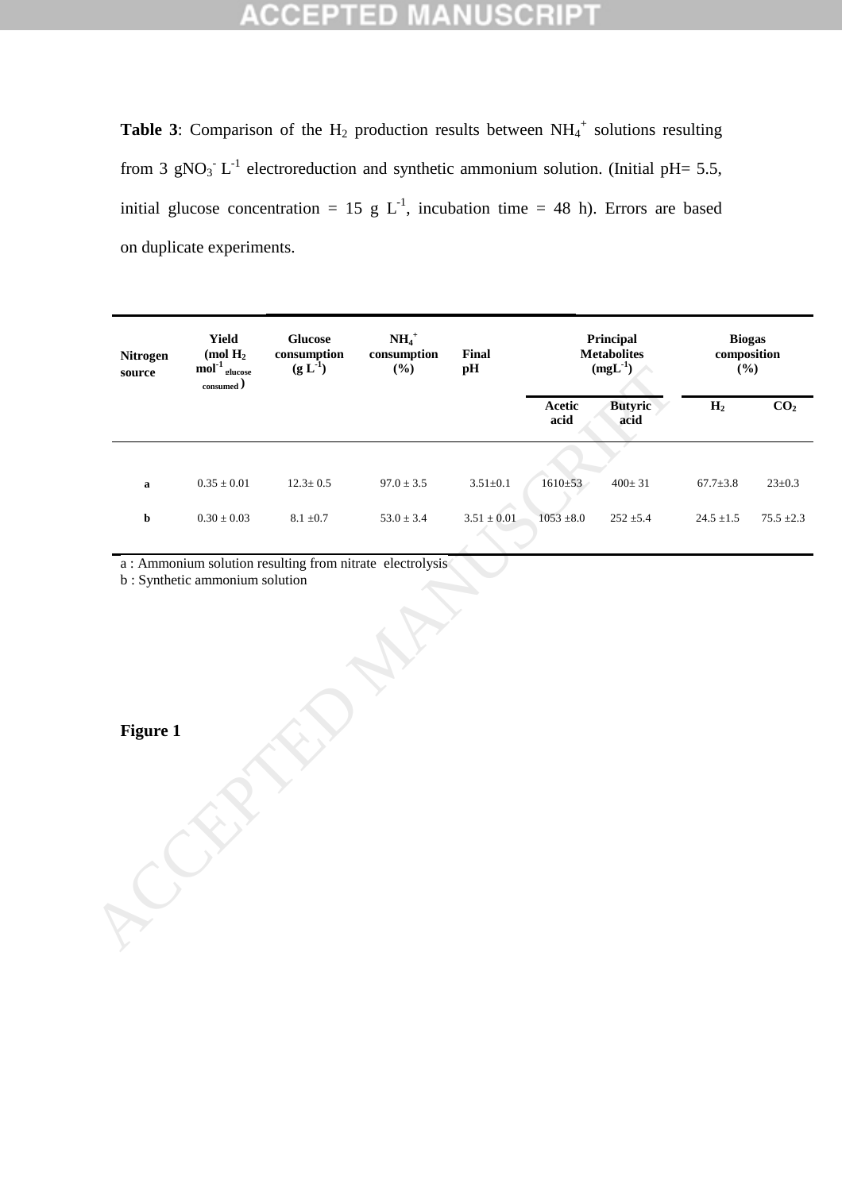**Table 3**: Comparison of the $H_2$ production results between $NH_4^+$ solutions resulting from 3 $gNO_3^-$ $L^{-1}$ electroreduction and synthetic ammonium solution. (Initial pH= 5.5, initial glucose concentration = 15 g $L^{-1}$, incubation time = 48 h). Errors are based on duplicate experiments.

| Nitrogen source | Yield (mol $H_2$ $mol^{-1}$ $_{glucose\ consumed}$) | Glucose consumption (g $L^{-1}$) | $NH_4^+$ consumption (%) | Final pH | Principal Metabolites ($mgL^{-1}$) | | Biogas composition (%) | |
|---|---|---|---|---|---|---|---|---|
| | | | | | Acetic acid | Butyric acid | $H_2$ | $CO_2$ |
| a | 0.35 ± 0.01 | 12.3± 0.5 | 97.0 ± 3.5 | 3.51±0.1 | 1610±53 | 400± 31 | 67.7±3.8 | 23±0.3 |
| b | 0.30 ± 0.03 | 8.1 ±0.7 | 53.0 ± 3.4 | 3.51 ± 0.01 | 1053 ±8.0 | 252 ±5.4 | 24.5 ±1.5 | 75.5 ±2.3 |

a : Ammonium solution resulting from nitrate electrolysis
b : Synthetic ammonium solution

**Figure 1**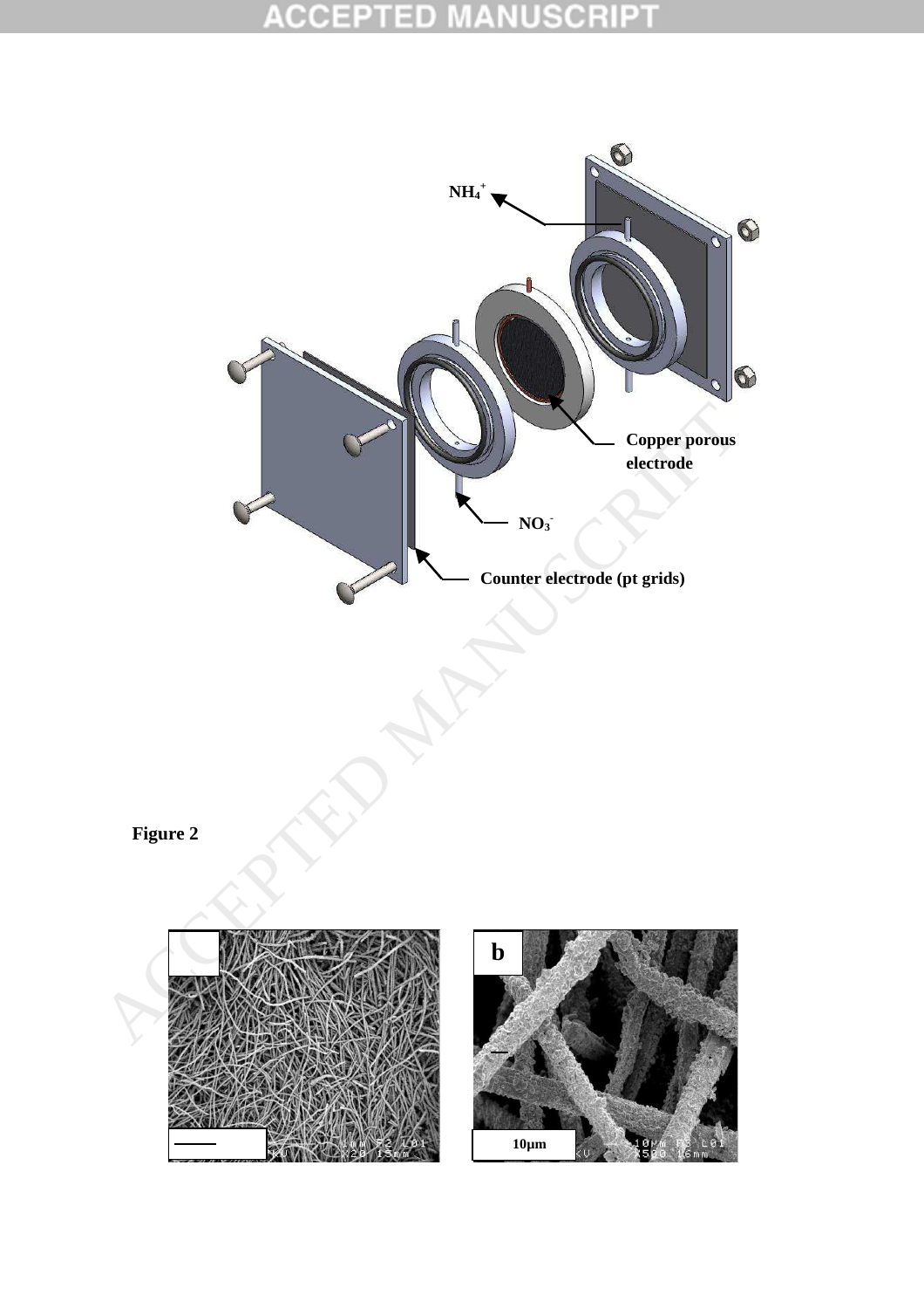Figure 2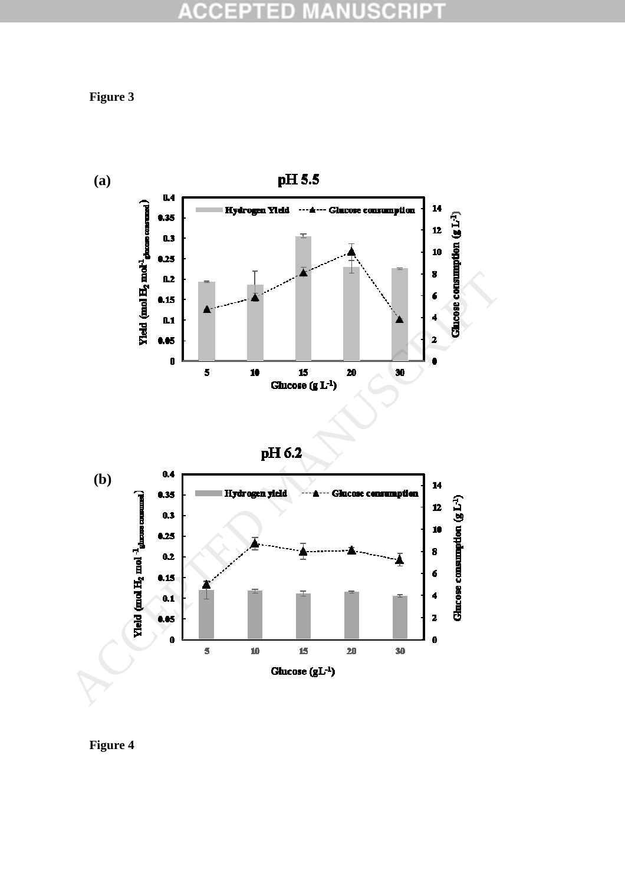Figure 3

Figure 4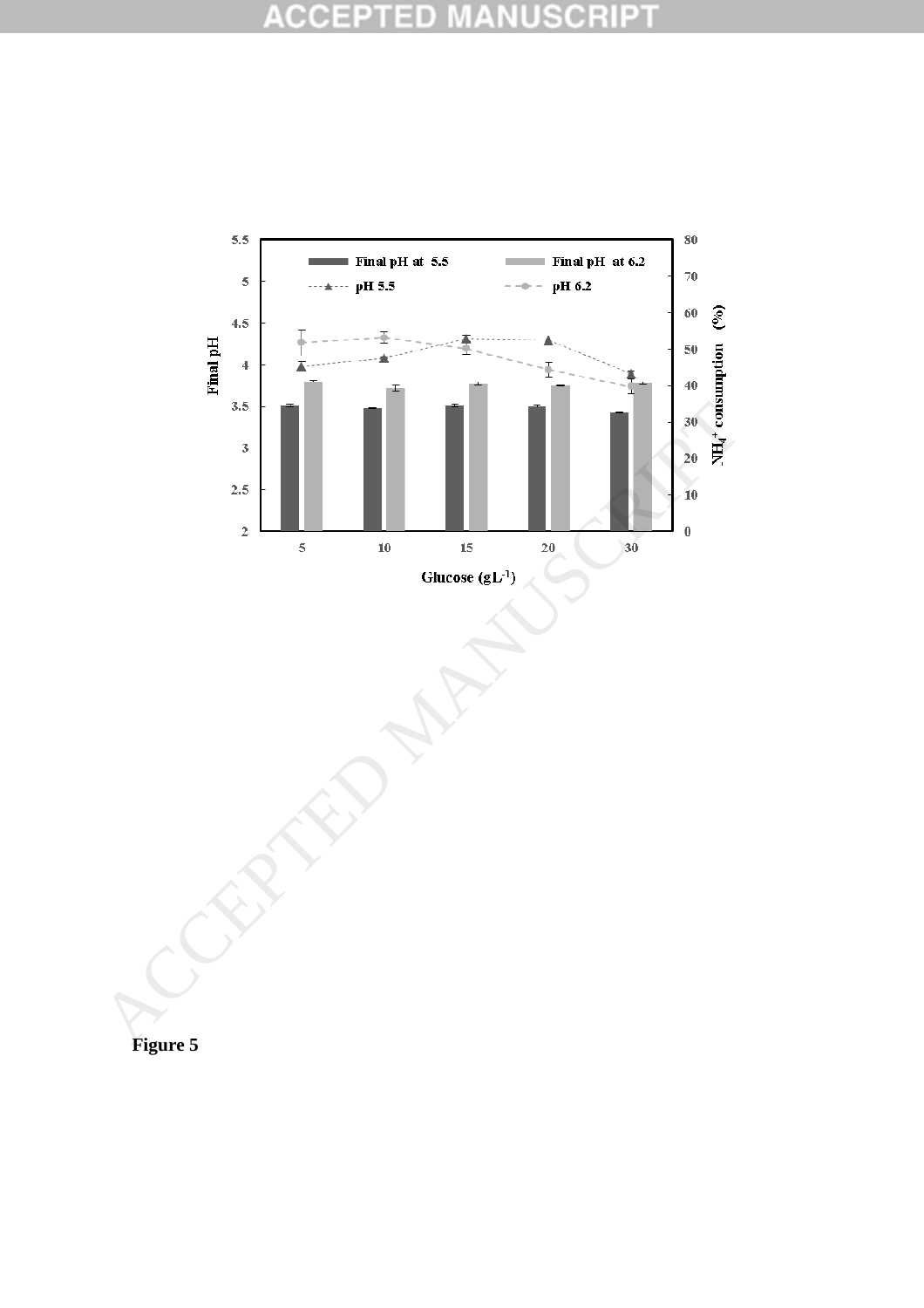Figure 5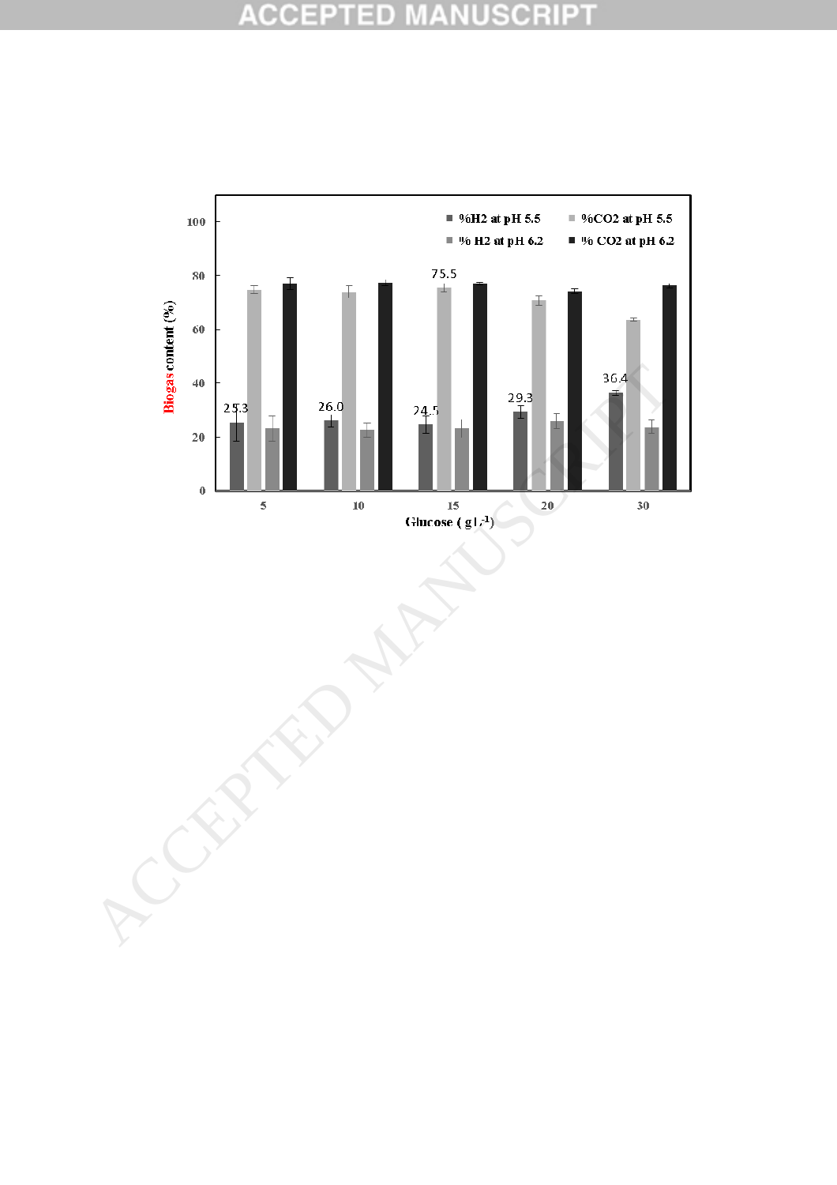%H2 at pH 5.5

%CO2 at pH 5.5

% H2 at pH 6.2

% CO2 at pH 6.2

Biogas content (%)

0

20

40

60

80

100

25.3

26.0

24.5

29.3

36.4

75.5

5

10

15

20

30

Glucose ( g L$^{-1}$)